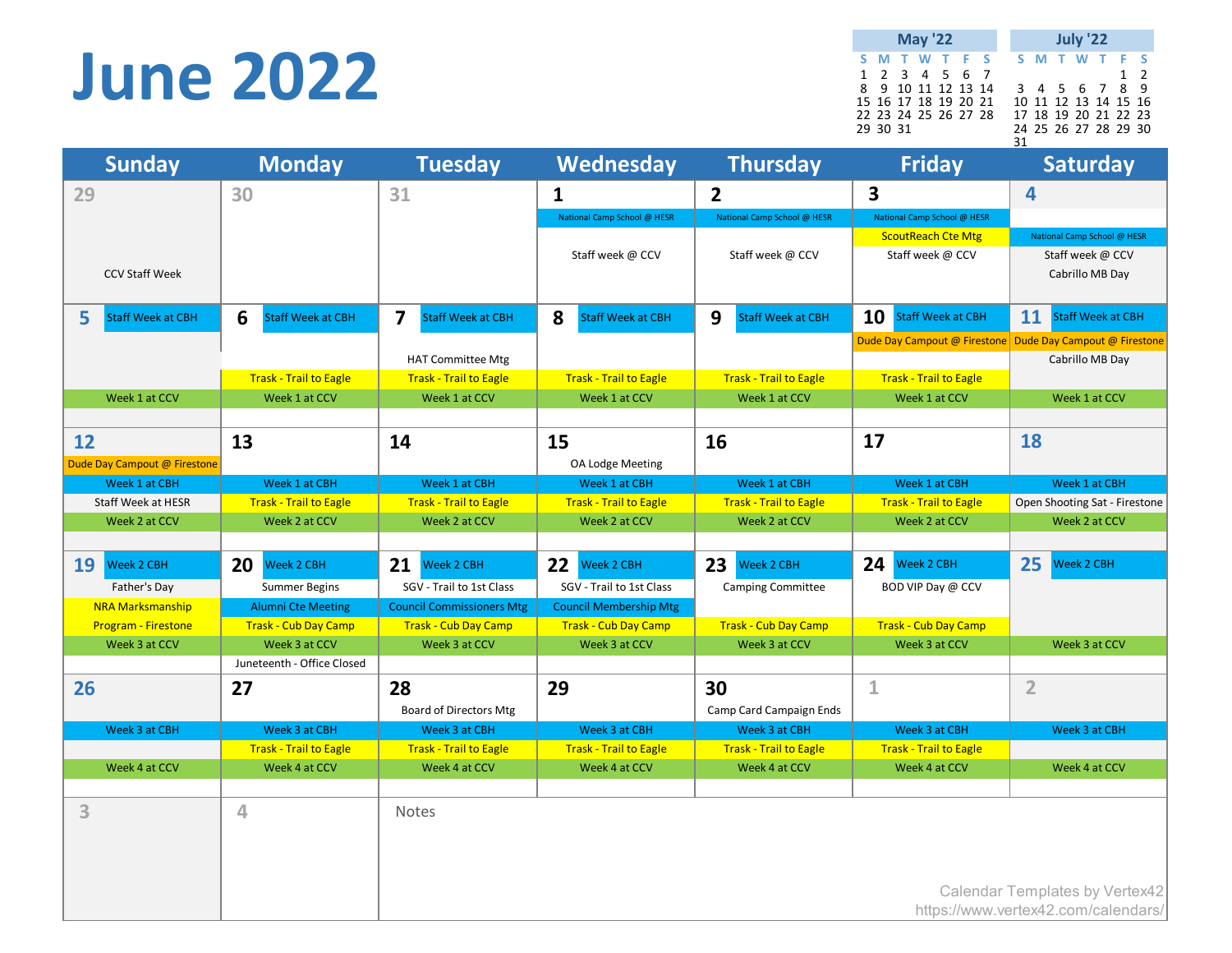# June 2022

| May '22 | | | | | | |
|---|---|---|---|---|---|---|
| S | M | T | W | T | F | S |
| 1 | 2 | 3 | 4 | 5 | 6 | 7 |
| 8 | 9 | 10 | 11 | 12 | 13 | 14 |
| 15 | 16 | 17 | 18 | 19 | 20 | 21 |
| 22 | 23 | 24 | 25 | 26 | 27 | 28 |
| 29 | 30 | 31 | | | | |

| July '22 | | | | | | |
|---|---|---|---|---|---|---|
| S | M | T | W | T | F | S |
| | | | | | 1 | 2 |
| 3 | 4 | 5 | 6 | 7 | 8 | 9 |
| 10 | 11 | 12 | 13 | 14 | 15 | 16 |
| 17 | 18 | 19 | 20 | 21 | 22 | 23 |
| 24 | 25 | 26 | 27 | 28 | 29 | 30 |
| 31 | | | | | | |

| Sunday | Monday | Tuesday | Wednesday | Thursday | Friday | Saturday |
|---|---|---|---|---|---|---|
| 29<br>CCV Staff Week | 30 | 31 | 1<br>National Camp School @ HESR<br>Staff week @ CCV | 2<br>National Camp School @ HESR<br>Staff week @ CCV | 3<br>National Camp School @ HESR<br>ScoutReach Cte Mtg<br>Staff week @ CCV | 4<br>National Camp School @ HESR<br>Staff week @ CCV<br>Cabrillo MB Day |
| 5 Staff Week at CBH<br>Week 1 at CCV | 6 Staff Week at CBH<br>Trask - Trail to Eagle<br>Week 1 at CCV | 7 Staff Week at CBH<br>HAT Committee Mtg<br>Trask - Trail to Eagle<br>Week 1 at CCV | 8 Staff Week at CBH<br>Trask - Trail to Eagle<br>Week 1 at CCV | 9 Staff Week at CBH<br>Trask - Trail to Eagle<br>Week 1 at CCV | 10 Staff Week at CBH<br>Dude Day Campout @ Firestone<br>Trask - Trail to Eagle<br>Week 1 at CCV | 11 Staff Week at CBH<br>Dude Day Campout @ Firestone<br>Cabrillo MB Day<br>Week 1 at CCV |
| 12<br>Dude Day Campout @ Firestone<br>Week 1 at CBH<br>Staff Week at HESR<br>Week 2 at CCV | 13<br>Week 1 at CBH<br>Trask - Trail to Eagle<br>Week 2 at CCV | 14<br>Week 1 at CBH<br>Trask - Trail to Eagle<br>Week 2 at CCV | 15<br>OA Lodge Meeting<br>Week 1 at CBH<br>Trask - Trail to Eagle<br>Week 2 at CCV | 16<br>Week 1 at CBH<br>Trask - Trail to Eagle<br>Week 2 at CCV | 17<br>Week 1 at CBH<br>Trask - Trail to Eagle<br>Week 2 at CCV | 18<br>Week 1 at CBH<br>Open Shooting Sat - Firestone<br>Week 2 at CCV |
| 19 Week 2 CBH<br>Father's Day<br>NRA Marksmanship Program - Firestone<br>Week 3 at CCV | 20 Week 2 CBH<br>Summer Begins<br>Alumni Cte Meeting<br>Trask - Cub Day Camp<br>Week 3 at CCV<br>Juneteenth - Office Closed | 21 Week 2 CBH<br>SGV - Trail to 1st Class<br>Council Commissioners Mtg<br>Trask - Cub Day Camp<br>Week 3 at CCV | 22 Week 2 CBH<br>SGV - Trail to 1st Class<br>Council Membership Mtg<br>Trask - Cub Day Camp<br>Week 3 at CCV | 23 Week 2 CBH<br>Camping Committee<br>Trask - Cub Day Camp<br>Week 3 at CCV | 24 Week 2 CBH<br>BOD VIP Day @ CCV<br>Trask - Cub Day Camp<br>Week 3 at CCV | 25 Week 2 CBH<br>Week 3 at CCV |
| 26<br>Week 3 at CBH<br>Week 4 at CCV | 27<br>Week 3 at CBH<br>Trask - Trail to Eagle<br>Week 4 at CCV | 28<br>Board of Directors Mtg<br>Week 3 at CBH<br>Trask - Trail to Eagle<br>Week 4 at CCV | 29<br>Week 3 at CBH<br>Trask - Trail to Eagle<br>Week 4 at CCV | 30<br>Camp Card Campaign Ends<br>Week 3 at CBH<br>Trask - Trail to Eagle<br>Week 4 at CCV | 1<br>Week 3 at CBH<br>Trask - Trail to Eagle<br>Week 4 at CCV | 2<br>Week 3 at CBH<br>Week 4 at CCV |
| 3 | 4 | Notes | | | | |

Calendar Templates by Vertex42
https://www.vertex42.com/calendars/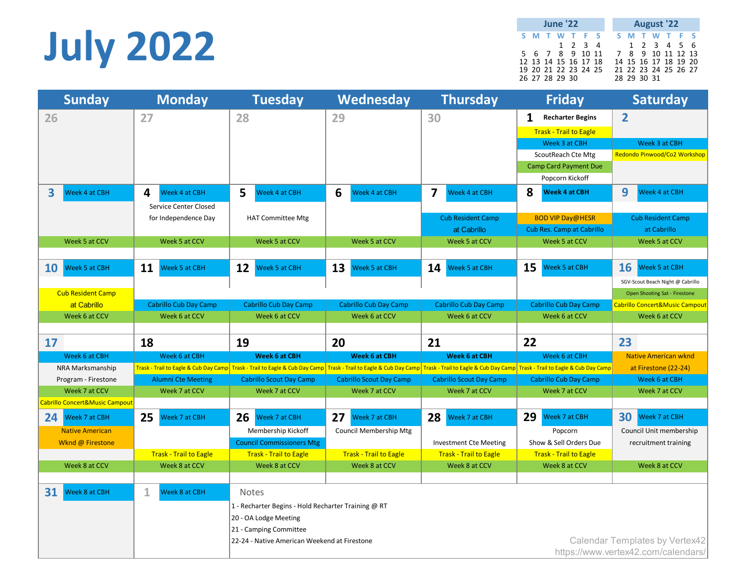# July 2022

**June '22**

| S | M | T | W | T | F | S |
|---|---|---|---|---|---|---|
| | | | 1 | 2 | 3 | 4 |
| 5 | 6 | 7 | 8 | 9 | 10 | 11 |
| 12 | 13 | 14 | 15 | 16 | 17 | 18 |
| 19 | 20 | 21 | 22 | 23 | 24 | 25 |
| 26 | 27 | 28 | 29 | 30 | | |

**August '22**

| S | M | T | W | T | F | S |
|---|---|---|---|---|---|---|
| | 1 | 2 | 3 | 4 | 5 | 6 |
| 7 | 8 | 9 | 10 | 11 | 12 | 13 |
| 14 | 15 | 16 | 17 | 18 | 19 | 20 |
| 21 | 22 | 23 | 24 | 25 | 26 | 27 |
| 28 | 29 | 30 | 31 | | | |

| Sunday | Monday | Tuesday | Wednesday | Thursday | Friday | Saturday |
|---|---|---|---|---|---|---|
| 26 | 27 | 28 | 29 | 30 | 1 **Recharter Begins**<br>Trask - Trail to Eagle<br>Week 3 at CBH<br>ScoutReach Cte Mtg<br>Camp Card Payment Due<br>Popcorn Kickoff | 2<br>Week 3 at CBH<br>Redondo Pinwood/Co2 Workshop |
| 3 Week 4 at CBH<br>Week 5 at CCV | 4 Week 4 at CBH<br>Service Center Closed for Independence Day<br>Week 5 at CCV | 5 Week 4 at CBH<br>HAT Committee Mtg<br>Week 5 at CCV | 6 Week 4 at CBH<br>Week 5 at CCV | 7 Week 4 at CBH<br>Cub Resident Camp at Cabrillo<br>Week 5 at CCV | 8 **Week 4 at CBH**<br>BOD VIP Day@HESR<br>Cub Res. Camp at Cabrillo<br>Week 5 at CCV | 9 Week 4 at CBH<br>Cub Resident Camp at Cabrillo<br>Week 5 at CCV |
| 10 Week 5 at CBH<br>Cub Resident Camp at Cabrillo<br>Week 6 at CCV | 11 Week 5 at CBH<br>Cabrillo Cub Day Camp<br>Week 6 at CCV | 12 Week 5 at CBH<br>Cabrillo Cub Day Camp<br>Week 6 at CCV | 13 Week 5 at CBH<br>Cabrillo Cub Day Camp<br>Week 6 at CCV | 14 Week 5 at CBH<br>Cabrillo Cub Day Camp<br>Week 6 at CCV | 15 Week 5 at CBH<br>Cabrillo Cub Day Camp<br>Week 6 at CCV | 16 Week 5 at CBH<br>SGV-Scout Beach Night @ Cabrillo<br>Open Shooting Sat - Firestone<br>Cabrillo Concert&Music Campout<br>Week 6 at CCV |
| 17<br>Week 6 at CBH<br>NRA Marksmanship Program - Firestone<br>Week 7 at CCV<br>Cabrillo Concert&Music Campout | 18<br>Week 6 at CBH<br>Trask - Trail to Eagle & Cub Day Camp<br>Alumni Cte Meeting<br>Week 7 at CCV | 19<br>**Week 6 at CBH**<br>Trask - Trail to Eagle & Cub Day Camp<br>Cabrillo Scout Day Camp<br>Week 7 at CCV | 20<br>**Week 6 at CBH**<br>Trask - Trail to Eagle & Cub Day Camp<br>Cabrillo Scout Day Camp<br>Week 7 at CCV | 21<br>**Week 6 at CBH**<br>Trask - Trail to Eagle & Cub Day Camp<br>Cabrillo Scout Day Camp<br>Week 7 at CCV | 22<br>Week 6 at CBH<br>Trask - Trail to Eagle & Cub Day Camp<br>Cabrillo Cub Day Camp<br>Week 7 at CCV | 23<br>Native American wknd at Firestone (22-24)<br>Week 6 at CBH<br>Week 7 at CCV |
| 24 Week 7 at CBH<br>Native American Wknd @ Firestone<br>Week 8 at CCV | 25 Week 7 at CBH<br>Trask - Trail to Eagle<br>Week 8 at CCV | 26 Week 7 at CBH<br>Membership Kickoff<br>Council Commissioners Mtg<br>Trask - Trail to Eagle<br>Week 8 at CCV | 27 Week 7 at CBH<br>Council Membership Mtg<br>Trask - Trail to Eagle<br>Week 8 at CCV | 28 Week 7 at CBH<br>Investment Cte Meeting<br>Trask - Trail to Eagle<br>Week 8 at CCV | 29 Week 7 at CBH<br>Popcorn Show & Sell Orders Due<br>Trask - Trail to Eagle<br>Week 8 at CCV | 30 Week 7 at CBH<br>Council Unit membership recruitment training<br>Week 8 at CCV |
| 31 Week 8 at CBH | 1 Week 8 at CBH | | | | | |

**Notes**

1 - Recharter Begins - Hold Recharter Training @ RT

20 - OA Lodge Meeting

21 - Camping Committee

22-24 - Native American Weekend at Firestone

Calendar Templates by Vertex42
https://www.vertex42.com/calendars/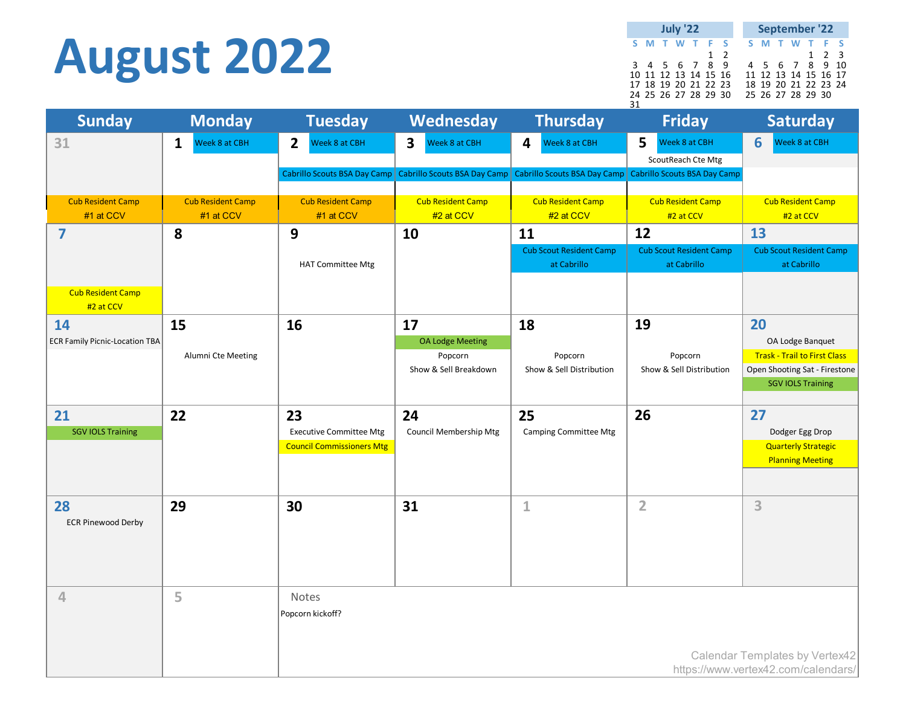# August 2022

**July '22**

| S | M | T | W | T | F | S |
|---|---|---|---|---|---|---|
| | | | | | 1 | 2 |
| 3 | 4 | 5 | 6 | 7 | 8 | 9 |
| 10 | 11 | 12 | 13 | 14 | 15 | 16 |
| 17 | 18 | 19 | 20 | 21 | 22 | 23 |
| 24 | 25 | 26 | 27 | 28 | 29 | 30 |
| 31 | | | | | | |

**September '22**

| S | M | T | W | T | F | S |
|---|---|---|---|---|---|---|
| | | | | 1 | 2 | 3 |
| 4 | 5 | 6 | 7 | 8 | 9 | 10 |
| 11 | 12 | 13 | 14 | 15 | 16 | 17 |
| 18 | 19 | 20 | 21 | 22 | 23 | 24 |
| 25 | 26 | 27 | 28 | 29 | 30 | |

| Sunday | Monday | Tuesday | Wednesday | Thursday | Friday | Saturday |
|---|---|---|---|---|---|---|
| 31<br>Cub Resident Camp #1 at CCV | 1<br>Week 8 at CBH<br>Cub Resident Camp #1 at CCV | 2<br>Week 8 at CBH<br>Cabrillo Scouts BSA Day Camp<br>Cub Resident Camp #1 at CCV | 3<br>Week 8 at CBH<br>Cabrillo Scouts BSA Day Camp<br>Cub Resident Camp #2 at CCV | 4<br>Week 8 at CBH<br>Cabrillo Scouts BSA Day Camp<br>Cub Resident Camp #2 at CCV | 5<br>Week 8 at CBH<br>ScoutReach Cte Mtg<br>Cabrillo Scouts BSA Day Camp<br>Cub Resident Camp #2 at CCV | 6<br>Week 8 at CBH<br>Cub Resident Camp #2 at CCV |
| 7<br>Cub Resident Camp #2 at CCV | 8 | 9<br>HAT Committee Mtg | 10 | 11<br>Cub Scout Resident Camp at Cabrillo | 12<br>Cub Scout Resident Camp at Cabrillo | 13<br>Cub Scout Resident Camp at Cabrillo |
| 14<br>ECR Family Picnic-Location TBA | 15<br>Alumni Cte Meeting | 16 | 17<br>OA Lodge Meeting<br>Popcorn Show & Sell Breakdown | 18<br>Popcorn Show & Sell Distribution | 19<br>Popcorn Show & Sell Distribution | 20<br>OA Lodge Banquet<br>Trask - Trail to First Class<br>Open Shooting Sat - Firestone<br>SGV IOLS Training |
| 21<br>SGV IOLS Training | 22 | 23<br>Executive Committee Mtg<br>Council Commissioners Mtg | 24<br>Council Membership Mtg | 25<br>Camping Committee Mtg | 26 | 27<br>Dodger Egg Drop<br>Quarterly Strategic Planning Meeting |
| 28<br>ECR Pinewood Derby | 29 | 30 | 31 | 1 | 2 | 3 |
| 4 | 5 | | | | | |

Notes

Popcorn kickoff?

Calendar Templates by Vertex42
https://www.vertex42.com/calendars/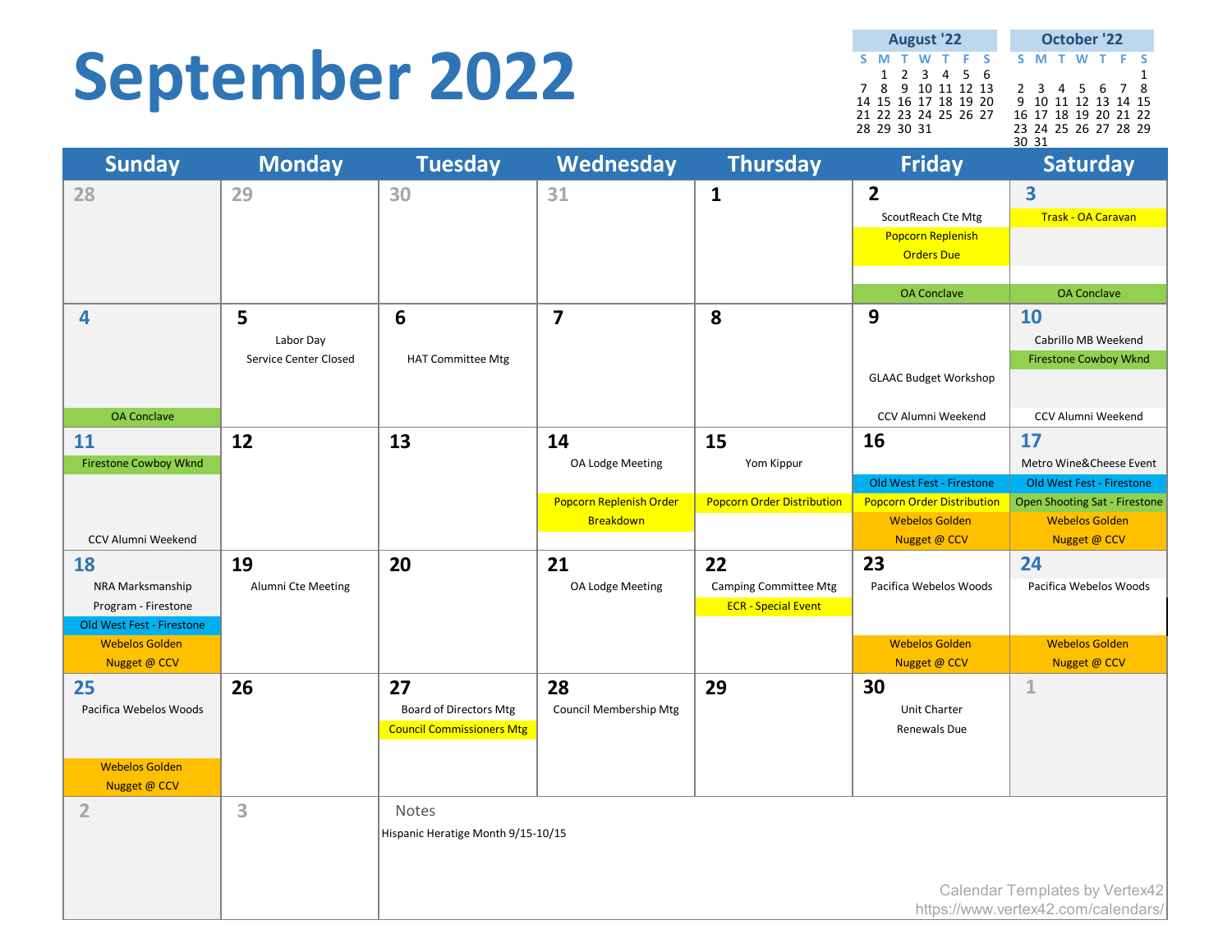# September 2022

**August '22**

| S | M | T | W | T | F | S |
|---|---|---|---|---|---|---|
| | 1 | 2 | 3 | 4 | 5 | 6 |
| 7 | 8 | 9 | 10 | 11 | 12 | 13 |
| 14 | 15 | 16 | 17 | 18 | 19 | 20 |
| 21 | 22 | 23 | 24 | 25 | 26 | 27 |
| 28 | 29 | 30 | 31 | | | |

**October '22**

| S | M | T | W | T | F | S |
|---|---|---|---|---|---|---|
| | | | | | | 1 |
| 2 | 3 | 4 | 5 | 6 | 7 | 8 |
| 9 | 10 | 11 | 12 | 13 | 14 | 15 |
| 16 | 17 | 18 | 19 | 20 | 21 | 22 |
| 23 | 24 | 25 | 26 | 27 | 28 | 29 |
| 30 | 31 | | | | | |

| Sunday | Monday | Tuesday | Wednesday | Thursday | Friday | Saturday |
|---|---|---|---|---|---|---|
| 28 | 29 | 30 | 31 | 1 | 2<br>ScoutReach Cte Mtg<br>Popcorn Replenish Orders Due<br>OA Conclave | 3<br>Trask - OA Caravan<br>OA Conclave |
| 4<br>OA Conclave | 5<br>Labor Day<br>Service Center Closed | 6<br>HAT Committee Mtg | 7 | 8 | 9<br>GLAAC Budget Workshop<br>CCV Alumni Weekend | 10<br>Cabrillo MB Weekend<br>Firestone Cowboy Wknd<br>CCV Alumni Weekend |
| 11<br>Firestone Cowboy Wknd<br>CCV Alumni Weekend | 12 | 13 | 14<br>OA Lodge Meeting<br>Popcorn Replenish Order Breakdown | 15<br>Yom Kippur<br>Popcorn Order Distribution | 16<br>Old West Fest - Firestone<br>Popcorn Order Distribution<br>Webelos Golden Nugget @ CCV | 17<br>Metro Wine&Cheese Event<br>Old West Fest - Firestone<br>Open Shooting Sat - Firestone<br>Webelos Golden Nugget @ CCV |
| 18<br>NRA Marksmanship Program - Firestone<br>Old West Fest - Firestone<br>Webelos Golden Nugget @ CCV | 19<br>Alumni Cte Meeting | 20 | 21<br>OA Lodge Meeting | 22<br>Camping Committee Mtg<br>ECR - Special Event | 23<br>Pacifica Webelos Woods<br>Webelos Golden Nugget @ CCV | 24<br>Pacifica Webelos Woods<br>Webelos Golden Nugget @ CCV |
| 25<br>Pacifica Webelos Woods<br>Webelos Golden Nugget @ CCV | 26 | 27<br>Board of Directors Mtg<br>Council Commissioners Mtg | 28<br>Council Membership Mtg | 29 | 30<br>Unit Charter Renewals Due | 1 |
| 2 | 3 | Notes<br>Hispanic Heratige Month 9/15-10/15 | | | | |

Calendar Templates by Vertex42
https://www.vertex42.com/calendars/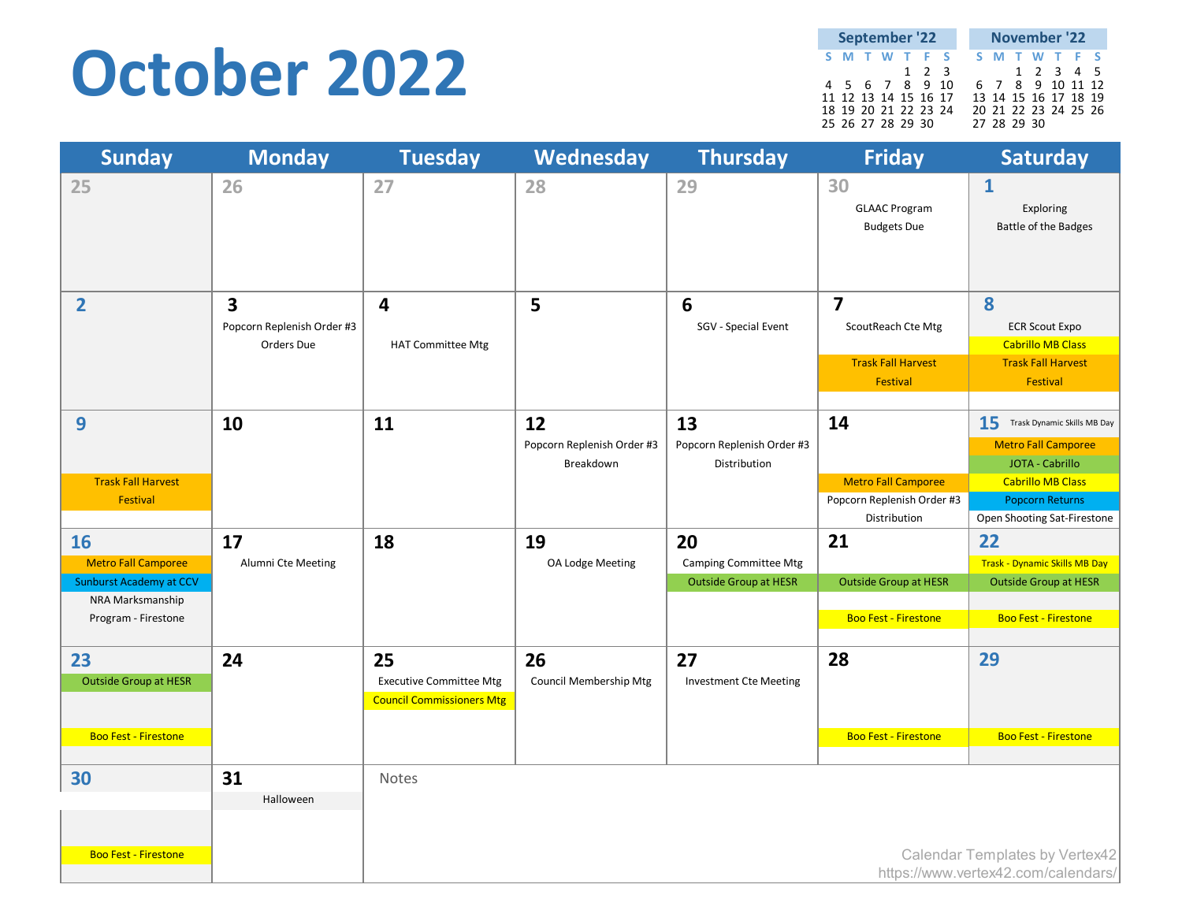# October 2022

**September '22**

| S | M | T | W | T | F | S |
|---|---|---|---|---|---|---|
| | | | | 1 | 2 | 3 |
| 4 | 5 | 6 | 7 | 8 | 9 | 10 |
| 11 | 12 | 13 | 14 | 15 | 16 | 17 |
| 18 | 19 | 20 | 21 | 22 | 23 | 24 |
| 25 | 26 | 27 | 28 | 29 | 30 | |

**November '22**

| S | M | T | W | T | F | S |
|---|---|---|---|---|---|---|
| | | 1 | 2 | 3 | 4 | 5 |
| 6 | 7 | 8 | 9 | 10 | 11 | 12 |
| 13 | 14 | 15 | 16 | 17 | 18 | 19 |
| 20 | 21 | 22 | 23 | 24 | 25 | 26 |
| 27 | 28 | 29 | 30 | | | |

| Sunday | Monday | Tuesday | Wednesday | Thursday | Friday | Saturday |
|---|---|---|---|---|---|---|
| 25 | 26 | 27 | 28 | 29 | 30<br>GLAAC Program Budgets Due | 1<br>Exploring Battle of the Badges |
| 2 | 3<br>Popcorn Replenish Order #3 Orders Due | 4<br>HAT Committee Mtg | 5 | 6<br>SGV - Special Event | 7<br>ScoutReach Cte Mtg<br>Trask Fall Harvest Festival | 8<br>ECR Scout Expo<br>Cabrillo MB Class<br>Trask Fall Harvest Festival |
| 9<br>Trask Fall Harvest Festival | 10 | 11 | 12<br>Popcorn Replenish Order #3 Breakdown | 13<br>Popcorn Replenish Order #3 Distribution | 14<br>Metro Fall Camporee<br>Popcorn Replenish Order #3 Distribution | 15<br>Trask Dynamic Skills MB Day<br>Metro Fall Camporee<br>JOTA - Cabrillo<br>Cabrillo MB Class<br>Popcorn Returns<br>Open Shooting Sat-Firestone |
| 16<br>Metro Fall Camporee<br>Sunburst Academy at CCV<br>NRA Marksmanship Program - Firestone | 17<br>Alumni Cte Meeting | 18 | 19<br>OA Lodge Meeting | 20<br>Camping Committee Mtg<br>Outside Group at HESR | 21<br>Outside Group at HESR<br>Boo Fest - Firestone | 22<br>Trask - Dynamic Skills MB Day<br>Outside Group at HESR<br>Boo Fest - Firestone |
| 23<br>Outside Group at HESR<br>Boo Fest - Firestone | 24 | 25<br>Executive Committee Mtg<br>Council Commissioners Mtg | 26<br>Council Membership Mtg | 27<br>Investment Cte Meeting | 28<br>Boo Fest - Firestone | 29<br>Boo Fest - Firestone |
| 30<br>Boo Fest - Firestone | 31<br>Halloween | Notes | | | | |

Calendar Templates by Vertex42
https://www.vertex42.com/calendars/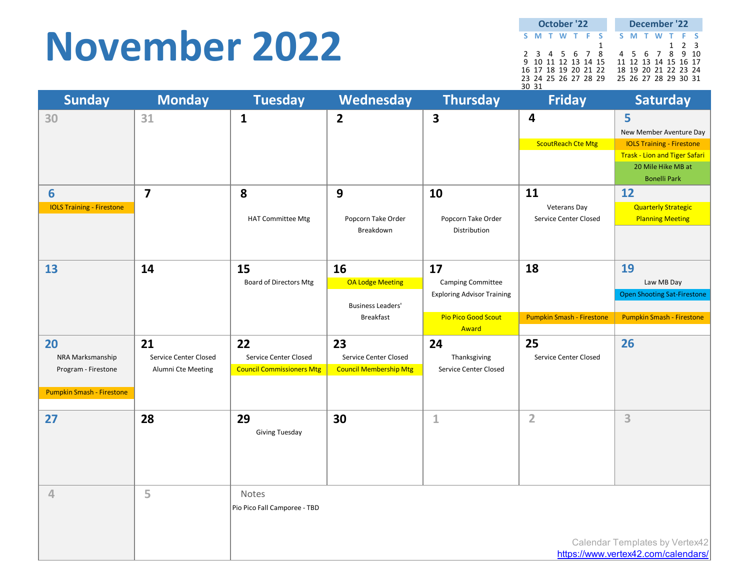# November 2022

**October '22**

| S | M | T | W | T | F | S |
|---|---|---|---|---|---|---|
| | | | | | | 1 |
| 2 | 3 | 4 | 5 | 6 | 7 | 8 |
| 9 | 10 | 11 | 12 | 13 | 14 | 15 |
| 16 | 17 | 18 | 19 | 20 | 21 | 22 |
| 23 | 24 | 25 | 26 | 27 | 28 | 29 |
| 30 | 31 | | | | | |

**December '22**

| S | M | T | W | T | F | S |
|---|---|---|---|---|---|---|
| | | | | 1 | 2 | 3 |
| 4 | 5 | 6 | 7 | 8 | 9 | 10 |
| 11 | 12 | 13 | 14 | 15 | 16 | 17 |
| 18 | 19 | 20 | 21 | 22 | 23 | 24 |
| 25 | 26 | 27 | 28 | 29 | 30 | 31 |

| Sunday | Monday | Tuesday | Wednesday | Thursday | Friday | Saturday |
|---|---|---|---|---|---|---|
| 30 | 31 | 1 | 2 | 3 | 4<br>ScoutReach Cte Mtg | 5<br>New Member Aventure Day<br>IOLS Training - Firestone<br>Trask - Lion and Tiger Safari<br>20 Mile Hike MB at Bonelli Park |
| 6<br>IOLS Training - Firestone | 7 | 8<br>HAT Committee Mtg | 9<br>Popcorn Take Order Breakdown | 10<br>Popcorn Take Order Distribution | 11<br>Veterans Day<br>Service Center Closed | 12<br>Quarterly Strategic Planning Meeting |
| 13 | 14 | 15<br>Board of Directors Mtg | 16<br>OA Lodge Meeting<br>Business Leaders' Breakfast | 17<br>Camping Committee<br>Exploring Advisor Training<br>Pio Pico Good Scout Award | 18<br>Pumpkin Smash - Firestone | 19<br>Law MB Day<br>Open Shooting Sat-Firestone<br>Pumpkin Smash - Firestone |
| 20<br>NRA Marksmanship Program - Firestone<br>Pumpkin Smash - Firestone | 21<br>Service Center Closed<br>Alumni Cte Meeting | 22<br>Service Center Closed<br>Council Commissioners Mtg | 23<br>Service Center Closed<br>Council Membership Mtg | 24<br>Thanksgiving<br>Service Center Closed | 25<br>Service Center Closed | 26 |
| 27 | 28 | 29<br>Giving Tuesday | 30 | 1 | 2 | 3 |
| 4 | 5 | | | | | |

Notes

Pio Pico Fall Camporee - TBD

Calendar Templates by Vertex42
https://www.vertex42.com/calendars/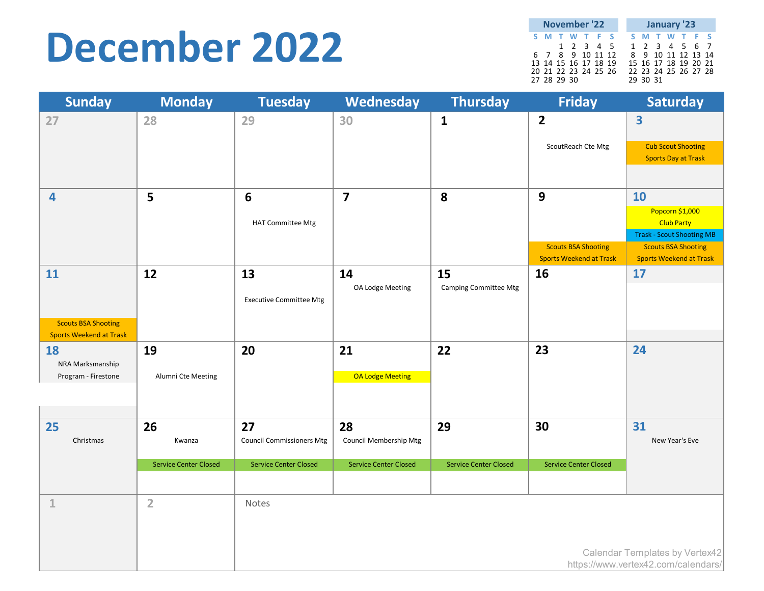# December 2022

| November '22 | | | | | | |
|---|---|---|---|---|---|---|
| S | M | T | W | T | F | S |
| | | 1 | 2 | 3 | 4 | 5 |
| 6 | 7 | 8 | 9 | 10 | 11 | 12 |
| 13 | 14 | 15 | 16 | 17 | 18 | 19 |
| 20 | 21 | 22 | 23 | 24 | 25 | 26 |
| 27 | 28 | 29 | 30 | | | |

| January '23 | | | | | | |
|---|---|---|---|---|---|---|
| S | M | T | W | T | F | S |
| 1 | 2 | 3 | 4 | 5 | 6 | 7 |
| 8 | 9 | 10 | 11 | 12 | 13 | 14 |
| 15 | 16 | 17 | 18 | 19 | 20 | 21 |
| 22 | 23 | 24 | 25 | 26 | 27 | 28 |
| 29 | 30 | 31 | | | | |

| Sunday | Monday | Tuesday | Wednesday | Thursday | Friday | Saturday |
|---|---|---|---|---|---|---|
| 27 | 28 | 29 | 30 | 1 | 2 ScoutReach Cte Mtg | 3 Cub Scout Shooting Sports Day at Trask |
| 4 | 5 | 6 HAT Committee Mtg | 7 | 8 | 9 Scouts BSA Shooting Sports Weekend at Trask | 10 Popcorn $1,000 Club Party; Trask - Scout Shooting MB; Scouts BSA Shooting Sports Weekend at Trask |
| 11 Scouts BSA Shooting Sports Weekend at Trask | 12 | 13 Executive Committee Mtg | 14 OA Lodge Meeting | 15 Camping Committee Mtg | 16 | 17 |
| 18 NRA Marksmanship Program - Firestone | 19 Alumni Cte Meeting | 20 | 21 OA Lodge Meeting | 22 | 23 | 24 |
| 25 Christmas | 26 Kwanza; Service Center Closed | 27 Council Commissioners Mtg; Service Center Closed | 28 Council Membership Mtg; Service Center Closed | 29 Service Center Closed | 30 Service Center Closed | 31 New Year's Eve |
| 1 | 2 | Notes | | | | |

Calendar Templates by Vertex42
https://www.vertex42.com/calendars/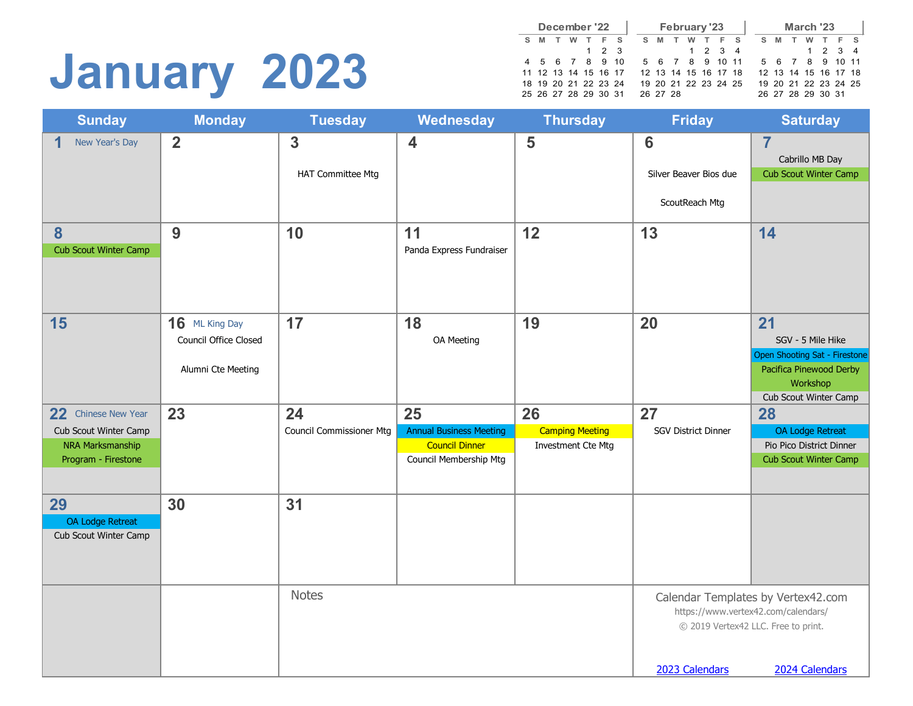# January 2023

| December '22 | | | | | | |
|---|---|---|---|---|---|---|
| S | M | T | W | T | F | S |
| | | | | 1 | 2 | 3 |
| 4 | 5 | 6 | 7 | 8 | 9 | 10 |
| 11 | 12 | 13 | 14 | 15 | 16 | 17 |
| 18 | 19 | 20 | 21 | 22 | 23 | 24 |
| 25 | 26 | 27 | 28 | 29 | 30 | 31 |

| February '23 | | | | | | |
|---|---|---|---|---|---|---|
| S | M | T | W | T | F | S |
| | | | 1 | 2 | 3 | 4 |
| 5 | 6 | 7 | 8 | 9 | 10 | 11 |
| 12 | 13 | 14 | 15 | 16 | 17 | 18 |
| 19 | 20 | 21 | 22 | 23 | 24 | 25 |
| 26 | 27 | 28 | | | | |

| March '23 | | | | | | |
|---|---|---|---|---|---|---|
| S | M | T | W | T | F | S |
| | | | 1 | 2 | 3 | 4 |
| 5 | 6 | 7 | 8 | 9 | 10 | 11 |
| 12 | 13 | 14 | 15 | 16 | 17 | 18 |
| 19 | 20 | 21 | 22 | 23 | 24 | 25 |
| 26 | 27 | 28 | 29 | 30 | 31 | |

| Sunday | Monday | Tuesday | Wednesday | Thursday | Friday | Saturday |
|---|---|---|---|---|---|---|
| 1 New Year's Day | 2 | 3 HAT Committee Mtg | 4 | 5 | 6 Silver Beaver Bios due; ScoutReach Mtg | 7 Cabrillo MB Day; Cub Scout Winter Camp |
| 8 Cub Scout Winter Camp | 9 | 10 | 11 Panda Express Fundraiser | 12 | 13 | 14 |
| 15 | 16 ML King Day; Council Office Closed; Alumni Cte Meeting | 17 | 18 OA Meeting | 19 | 20 | 21 SGV - 5 Mile Hike; Open Shooting Sat - Firestone; Pacifica Pinewood Derby Workshop; Cub Scout Winter Camp |
| 22 Chinese New Year; Cub Scout Winter Camp; NRA Marksmanship Program - Firestone | 23 | 24 Council Commissioner Mtg | 25 Annual Business Meeting; Council Dinner; Council Membership Mtg | 26 Camping Meeting; Investment Cte Mtg | 27 SGV District Dinner | 28 OA Lodge Retreat; Pio Pico District Dinner; Cub Scout Winter Camp |
| 29 OA Lodge Retreat; Cub Scout Winter Camp | 30 | 31 | | | | |

Notes

Calendar Templates by Vertex42.com
https://www.vertex42.com/calendars/
© 2019 Vertex42 LLC. Free to print.

2023 Calendars 2024 Calendars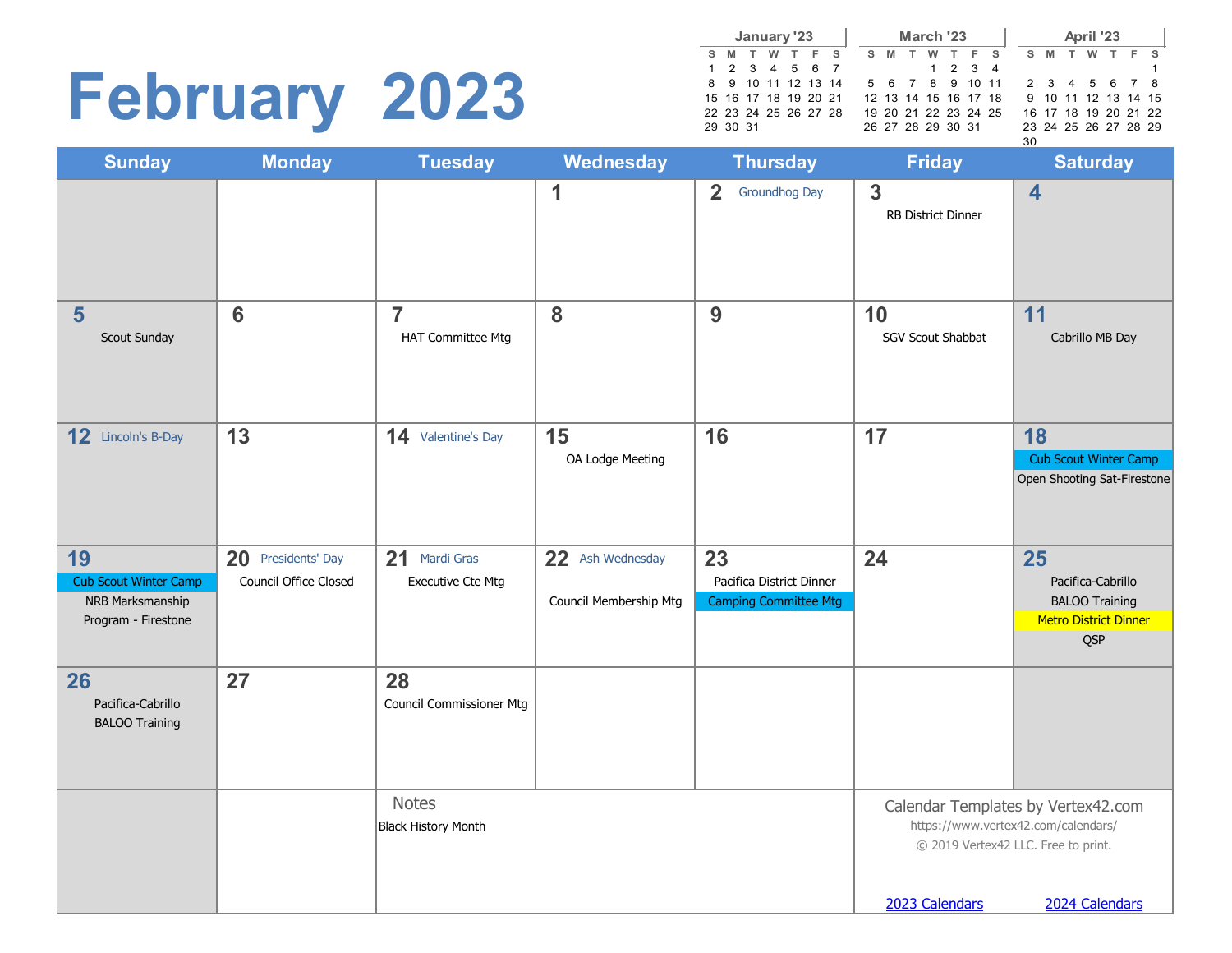# February 2023

| January '23 | | | | | | |
|---|---|---|---|---|---|---|
| S | M | T | W | T | F | S |
| 1 | 2 | 3 | 4 | 5 | 6 | 7 |
| 8 | 9 | 10 | 11 | 12 | 13 | 14 |
| 15 | 16 | 17 | 18 | 19 | 20 | 21 |
| 22 | 23 | 24 | 25 | 26 | 27 | 28 |
| 29 | 30 | 31 | | | | |

| March '23 | | | | | | |
|---|---|---|---|---|---|---|
| S | M | T | W | T | F | S |
| | | | 1 | 2 | 3 | 4 |
| 5 | 6 | 7 | 8 | 9 | 10 | 11 |
| 12 | 13 | 14 | 15 | 16 | 17 | 18 |
| 19 | 20 | 21 | 22 | 23 | 24 | 25 |
| 26 | 27 | 28 | 29 | 30 | 31 | |

| April '23 | | | | | | |
|---|---|---|---|---|---|---|
| S | M | T | W | T | F | S |
| | | | | | | 1 |
| 2 | 3 | 4 | 5 | 6 | 7 | 8 |
| 9 | 10 | 11 | 12 | 13 | 14 | 15 |
| 16 | 17 | 18 | 19 | 20 | 21 | 22 |
| 23 | 24 | 25 | 26 | 27 | 28 | 29 |
| 30 | | | | | | |

| Sunday | Monday | Tuesday | Wednesday | Thursday | Friday | Saturday |
|---|---|---|---|---|---|---|
| | | | 1 | 2 Groundhog Day | 3 RB District Dinner | 4 |
| 5 Scout Sunday | 6 | 7 HAT Committee Mtg | 8 | 9 | 10 SGV Scout Shabbat | 11 Cabrillo MB Day |
| 12 Lincoln's B-Day | 13 | 14 Valentine's Day | 15 OA Lodge Meeting | 16 | 17 | 18 Cub Scout Winter Camp; Open Shooting Sat-Firestone |
| 19 Cub Scout Winter Camp; NRB Marksmanship Program - Firestone | 20 Presidents' Day; Council Office Closed | 21 Mardi Gras; Executive Cte Mtg | 22 Ash Wednesday; Council Membership Mtg | 23 Pacifica District Dinner; Camping Committee Mtg | 24 | 25 Pacifica-Cabrillo BALOO Training; Metro District Dinner; QSP |
| 26 Pacifica-Cabrillo BALOO Training | 27 | 28 Council Commissioner Mtg | | | | |

**Notes**

Black History Month

Calendar Templates by Vertex42.com
https://www.vertex42.com/calendars/
© 2019 Vertex42 LLC. Free to print.

2023 Calendars 2024 Calendars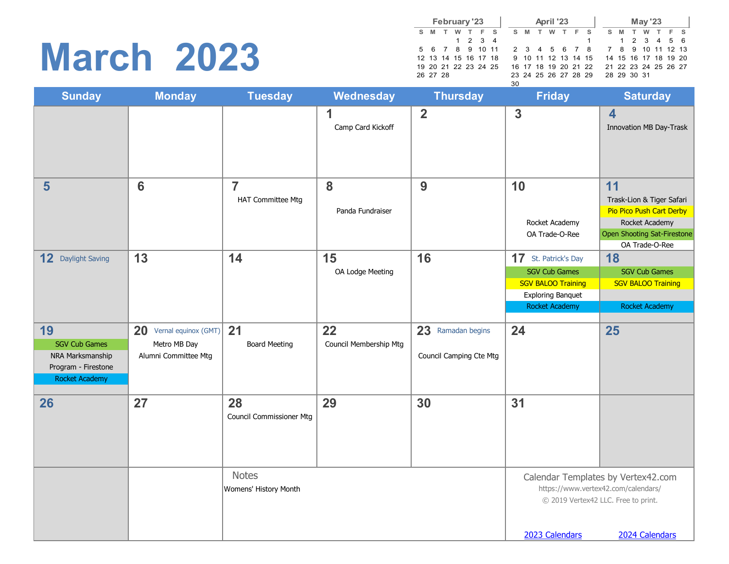# March 2023

**February '23**

| S | M | T | W | T | F | S |
|---|---|---|---|---|---|---|
| | | | 1 | 2 | 3 | 4 |
| 5 | 6 | 7 | 8 | 9 | 10 | 11 |
| 12 | 13 | 14 | 15 | 16 | 17 | 18 |
| 19 | 20 | 21 | 22 | 23 | 24 | 25 |
| 26 | 27 | 28 | | | | |

**April '23**

| S | M | T | W | T | F | S |
|---|---|---|---|---|---|---|
| | | | | | | 1 |
| 2 | 3 | 4 | 5 | 6 | 7 | 8 |
| 9 | 10 | 11 | 12 | 13 | 14 | 15 |
| 16 | 17 | 18 | 19 | 20 | 21 | 22 |
| 23 | 24 | 25 | 26 | 27 | 28 | 29 |
| 30 | | | | | | |

**May '23**

| S | M | T | W | T | F | S |
|---|---|---|---|---|---|---|
| | 1 | 2 | 3 | 4 | 5 | 6 |
| 7 | 8 | 9 | 10 | 11 | 12 | 13 |
| 14 | 15 | 16 | 17 | 18 | 19 | 20 |
| 21 | 22 | 23 | 24 | 25 | 26 | 27 |
| 28 | 29 | 30 | 31 | | | |

| Sunday | Monday | Tuesday | Wednesday | Thursday | Friday | Saturday |
|---|---|---|---|---|---|---|
| | | | 1 Camp Card Kickoff | 2 | 3 | 4 Innovation MB Day-Trask |
| 5 | 6 | 7 HAT Committee Mtg | 8 Panda Fundraiser | 9 | 10 Rocket Academy; OA Trade-O-Ree | 11 Trask-Lion & Tiger Safari; Pio Pico Push Cart Derby; Rocket Academy; Open Shooting Sat-Firestone; OA Trade-O-Ree |
| 12 Daylight Saving | 13 | 14 | 15 OA Lodge Meeting | 16 | 17 St. Patrick's Day; SGV Cub Games; SGV BALOO Training; Exploring Banquet; Rocket Academy | 18 SGV Cub Games; SGV BALOO Training; Rocket Academy |
| 19 SGV Cub Games; NRA Marksmanship Program - Firestone; Rocket Academy | 20 Vernal equinox (GMT); Metro MB Day; Alumni Committee Mtg | 21 Board Meeting | 22 Council Membership Mtg | 23 Ramadan begins; Council Camping Cte Mtg | 24 | 25 |
| 26 | 27 | 28 Council Commissioner Mtg | 29 | 30 | 31 | |

**Notes**

Womens' History Month

Calendar Templates by Vertex42.com
https://www.vertex42.com/calendars/
© 2019 Vertex42 LLC. Free to print.

2023 Calendars 2024 Calendars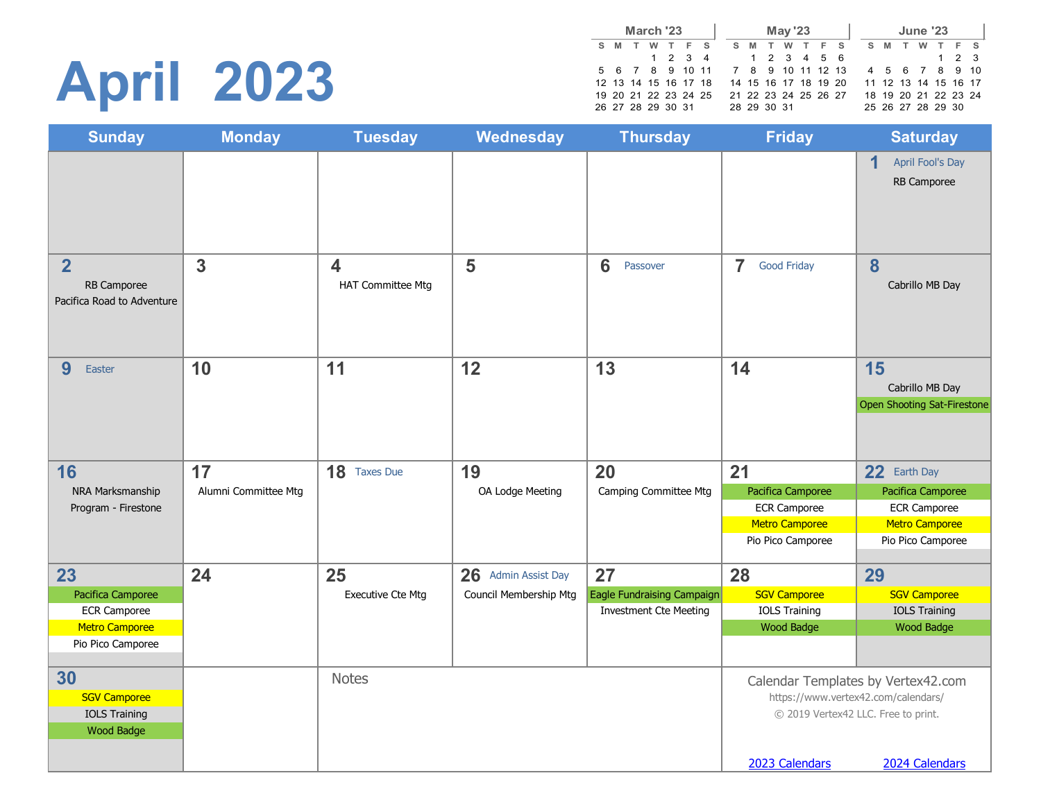# April 2023

| March '23 | | | | | | |
|---|---|---|---|---|---|---|
| S | M | T | W | T | F | S |
| | | | 1 | 2 | 3 | 4 |
| 5 | 6 | 7 | 8 | 9 | 10 | 11 |
| 12 | 13 | 14 | 15 | 16 | 17 | 18 |
| 19 | 20 | 21 | 22 | 23 | 24 | 25 |
| 26 | 27 | 28 | 29 | 30 | 31 | |

| May '23 | | | | | | |
|---|---|---|---|---|---|---|
| S | M | T | W | T | F | S |
| | 1 | 2 | 3 | 4 | 5 | 6 |
| 7 | 8 | 9 | 10 | 11 | 12 | 13 |
| 14 | 15 | 16 | 17 | 18 | 19 | 20 |
| 21 | 22 | 23 | 24 | 25 | 26 | 27 |
| 28 | 29 | 30 | 31 | | | |

| June '23 | | | | | | |
|---|---|---|---|---|---|---|
| S | M | T | W | T | F | S |
| | | | | 1 | 2 | 3 |
| 4 | 5 | 6 | 7 | 8 | 9 | 10 |
| 11 | 12 | 13 | 14 | 15 | 16 | 17 |
| 18 | 19 | 20 | 21 | 22 | 23 | 24 |
| 25 | 26 | 27 | 28 | 29 | 30 | |

| Sunday | Monday | Tuesday | Wednesday | Thursday | Friday | Saturday |
|---|---|---|---|---|---|---|
| | | | | | | 1 April Fool's Day<br>RB Camporee |
| 2<br>RB Camporee<br>Pacifica Road to Adventure | 3 | 4<br>HAT Committee Mtg | 5 | 6 Passover | 7 Good Friday | 8<br>Cabrillo MB Day |
| 9 Easter | 10 | 11 | 12 | 13 | 14 | 15<br>Cabrillo MB Day<br>Open Shooting Sat-Firestone |
| 16<br>NRA Marksmanship Program - Firestone | 17<br>Alumni Committee Mtg | 18 Taxes Due | 19<br>OA Lodge Meeting | 20<br>Camping Committee Mtg | 21<br>Pacifica Camporee<br>ECR Camporee<br>Metro Camporee<br>Pio Pico Camporee | 22 Earth Day<br>Pacifica Camporee<br>ECR Camporee<br>Metro Camporee<br>Pio Pico Camporee |
| 23<br>Pacifica Camporee<br>ECR Camporee<br>Metro Camporee<br>Pio Pico Camporee | 24 | 25<br>Executive Cte Mtg | 26 Admin Assist Day<br>Council Membership Mtg | 27<br>Eagle Fundraising Campaign<br>Investment Cte Meeting | 28<br>SGV Camporee<br>IOLS Training<br>Wood Badge | 29<br>SGV Camporee<br>IOLS Training<br>Wood Badge |
| 30<br>SGV Camporee<br>IOLS Training<br>Wood Badge | | Notes | | | | |

Calendar Templates by Vertex42.com
https://www.vertex42.com/calendars/
© 2019 Vertex42 LLC. Free to print.

2023 Calendars 2024 Calendars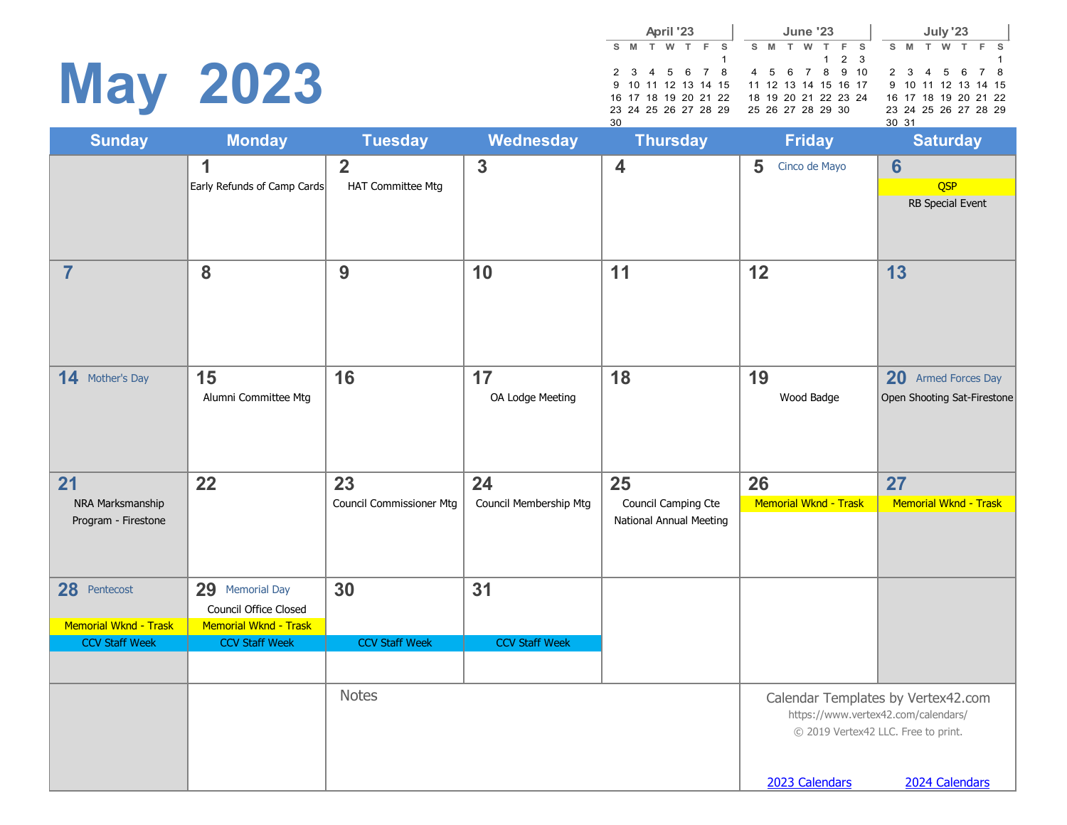# May 2023

**April '23**

| S | M | T | W | T | F | S |
|---|---|---|---|---|---|---|
| | | | | | | 1 |
| 2 | 3 | 4 | 5 | 6 | 7 | 8 |
| 9 | 10 | 11 | 12 | 13 | 14 | 15 |
| 16 | 17 | 18 | 19 | 20 | 21 | 22 |
| 23 | 24 | 25 | 26 | 27 | 28 | 29 |
| 30 | | | | | | |

**June '23**

| S | M | T | W | T | F | S |
|---|---|---|---|---|---|---|
| | | | | 1 | 2 | 3 |
| 4 | 5 | 6 | 7 | 8 | 9 | 10 |
| 11 | 12 | 13 | 14 | 15 | 16 | 17 |
| 18 | 19 | 20 | 21 | 22 | 23 | 24 |
| 25 | 26 | 27 | 28 | 29 | 30 | |

**July '23**

| S | M | T | W | T | F | S |
|---|---|---|---|---|---|---|
| | | | | | | 1 |
| 2 | 3 | 4 | 5 | 6 | 7 | 8 |
| 9 | 10 | 11 | 12 | 13 | 14 | 15 |
| 16 | 17 | 18 | 19 | 20 | 21 | 22 |
| 23 | 24 | 25 | 26 | 27 | 28 | 29 |
| 30 | 31 | | | | | |

| Sunday | Monday | Tuesday | Wednesday | Thursday | Friday | Saturday |
|---|---|---|---|---|---|---|
| | 1 Early Refunds of Camp Cards | 2 HAT Committee Mtg | 3 | 4 | 5 Cinco de Mayo | 6 QSP; RB Special Event |
| 7 | 8 | 9 | 10 | 11 | 12 | 13 |
| 14 Mother's Day | 15 Alumni Committee Mtg | 16 | 17 OA Lodge Meeting | 18 | 19 Wood Badge | 20 Armed Forces Day; Open Shooting Sat-Firestone |
| 21 NRA Marksmanship Program - Firestone | 22 | 23 Council Commissioner Mtg | 24 Council Membership Mtg | 25 Council Camping Cte; National Annual Meeting | 26 Memorial Wknd - Trask | 27 Memorial Wknd - Trask |
| 28 Pentecost; Memorial Wknd - Trask; CCV Staff Week | 29 Memorial Day; Council Office Closed; Memorial Wknd - Trask; CCV Staff Week | 30 CCV Staff Week | 31 CCV Staff Week | | | |

Notes

Calendar Templates by Vertex42.com
https://www.vertex42.com/calendars/
© 2019 Vertex42 LLC. Free to print.

2023 Calendars    2024 Calendars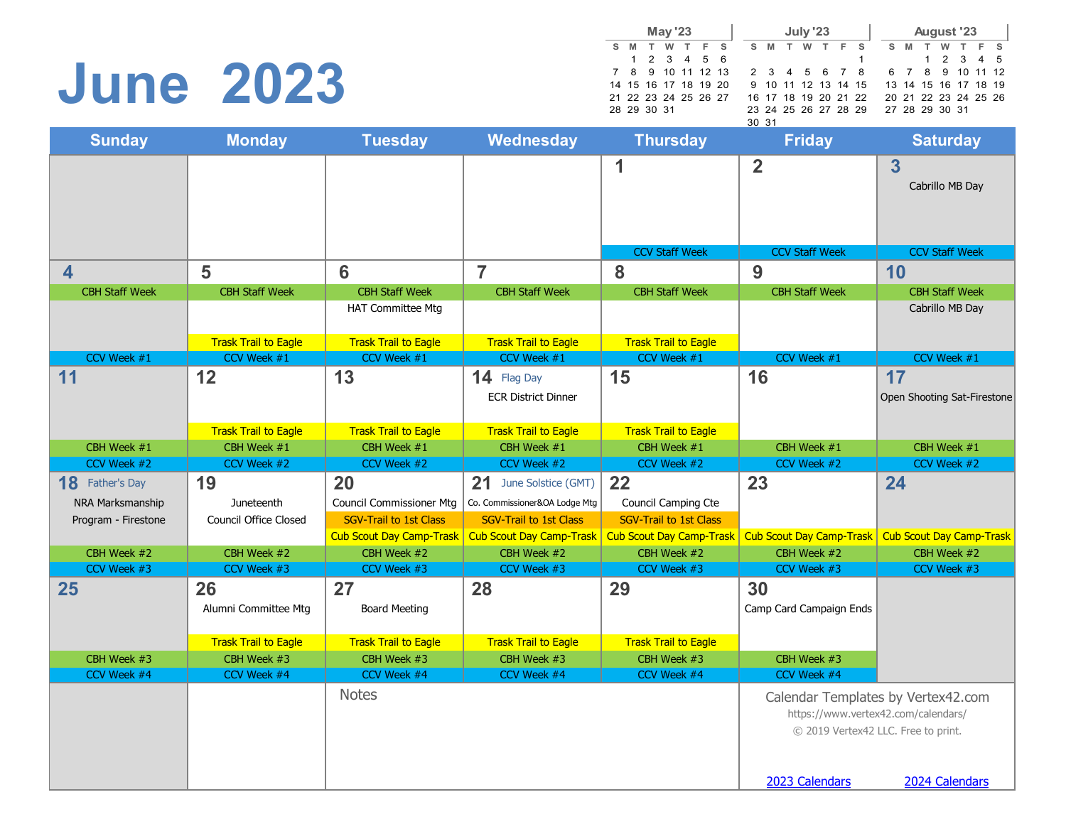# June 2023

**May '23**

| S | M | T | W | T | F | S |
|---|---|---|---|---|---|---|
| | 1 | 2 | 3 | 4 | 5 | 6 |
| 7 | 8 | 9 | 10 | 11 | 12 | 13 |
| 14 | 15 | 16 | 17 | 18 | 19 | 20 |
| 21 | 22 | 23 | 24 | 25 | 26 | 27 |
| 28 | 29 | 30 | 31 | | | |

**July '23**

| S | M | T | W | T | F | S |
|---|---|---|---|---|---|---|
| | | | | | | 1 |
| 2 | 3 | 4 | 5 | 6 | 7 | 8 |
| 9 | 10 | 11 | 12 | 13 | 14 | 15 |
| 16 | 17 | 18 | 19 | 20 | 21 | 22 |
| 23 | 24 | 25 | 26 | 27 | 28 | 29 |
| 30 | 31 | | | | | |

**August '23**

| S | M | T | W | T | F | S |
|---|---|---|---|---|---|---|
| | | 1 | 2 | 3 | 4 | 5 |
| 6 | 7 | 8 | 9 | 10 | 11 | 12 |
| 13 | 14 | 15 | 16 | 17 | 18 | 19 |
| 20 | 21 | 22 | 23 | 24 | 25 | 26 |
| 27 | 28 | 29 | 30 | 31 | | |

| Sunday | Monday | Tuesday | Wednesday | Thursday | Friday | Saturday |
|---|---|---|---|---|---|---|
| | | | | **1**<br>CCV Staff Week | **2**<br>CCV Staff Week | **3**<br>Cabrillo MB Day<br>CCV Staff Week |
| **4**<br>CBH Staff Week<br>CCV Week #1 | **5**<br>CBH Staff Week<br>Trask Trail to Eagle<br>CCV Week #1 | **6**<br>CBH Staff Week<br>HAT Committee Mtg<br>Trask Trail to Eagle<br>CCV Week #1 | **7**<br>CBH Staff Week<br>Trask Trail to Eagle<br>CCV Week #1 | **8**<br>CBH Staff Week<br>Trask Trail to Eagle<br>CCV Week #1 | **9**<br>CBH Staff Week<br>CCV Week #1 | **10**<br>CBH Staff Week<br>Cabrillo MB Day<br>CCV Week #1 |
| **11**<br>CBH Week #1<br>CCV Week #2 | **12**<br>Trask Trail to Eagle<br>CBH Week #1<br>CCV Week #2 | **13**<br>Trask Trail to Eagle<br>CBH Week #1<br>CCV Week #2 | **14** Flag Day<br>ECR District Dinner<br>Trask Trail to Eagle<br>CBH Week #1<br>CCV Week #2 | **15**<br>Trask Trail to Eagle<br>CBH Week #1<br>CCV Week #2 | **16**<br>CBH Week #1<br>CCV Week #2 | **17**<br>Open Shooting Sat-Firestone<br>CBH Week #1<br>CCV Week #2 |
| **18** Father's Day<br>NRA Marksmanship Program - Firestone<br>CBH Week #2<br>CCV Week #3 | **19**<br>Juneteenth<br>Council Office Closed<br>CBH Week #2<br>CCV Week #3 | **20**<br>Council Commissioner Mtg<br>SGV-Trail to 1st Class<br>Cub Scout Day Camp-Trask<br>CBH Week #2<br>CCV Week #3 | **21** June Solstice (GMT)<br>Co. Commissioner&OA Lodge Mtg<br>SGV-Trail to 1st Class<br>Cub Scout Day Camp-Trask<br>CBH Week #2<br>CCV Week #3 | **22**<br>Council Camping Cte<br>SGV-Trail to 1st Class<br>Cub Scout Day Camp-Trask<br>CBH Week #2<br>CCV Week #3 | **23**<br>Cub Scout Day Camp-Trask<br>CBH Week #2<br>CCV Week #3 | **24**<br>Cub Scout Day Camp-Trask<br>CBH Week #2<br>CCV Week #3 |
| **25**<br>CBH Week #3<br>CCV Week #4 | **26**<br>Alumni Committee Mtg<br>Trask Trail to Eagle<br>CBH Week #3<br>CCV Week #4 | **27**<br>Board Meeting<br>Trask Trail to Eagle<br>CBH Week #3<br>CCV Week #4 | **28**<br>Trask Trail to Eagle<br>CBH Week #3<br>CCV Week #4 | **29**<br>Trask Trail to Eagle<br>CBH Week #3<br>CCV Week #4 | **30**<br>Camp Card Campaign Ends<br>CBH Week #3<br>CCV Week #4 | |

Notes

Calendar Templates by Vertex42.com
https://www.vertex42.com/calendars/
© 2019 Vertex42 LLC. Free to print.

2023 Calendars    2024 Calendars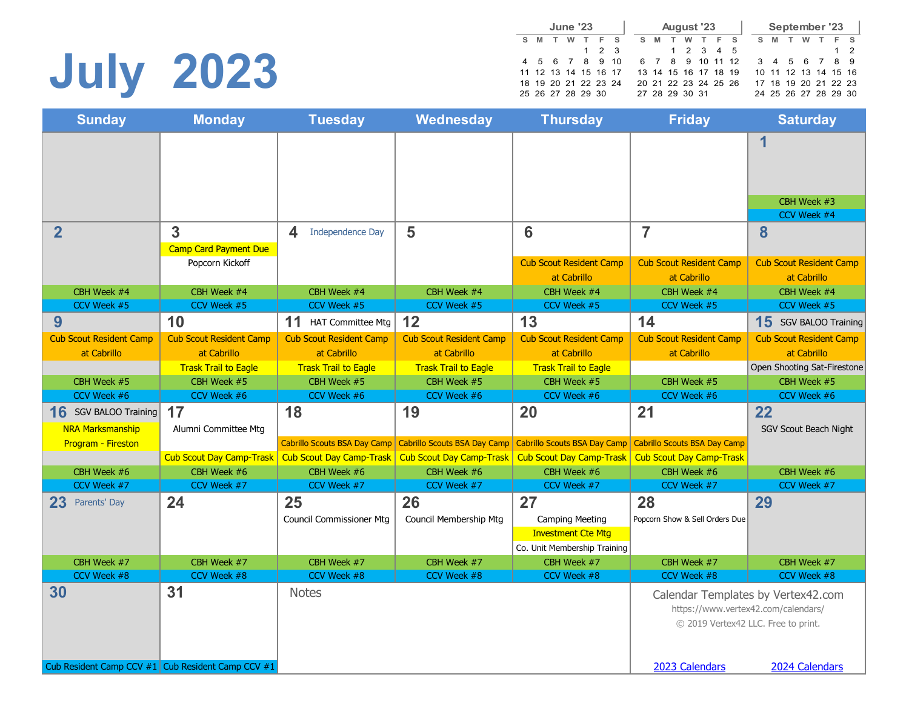# July 2023

| June '23 | | | | | | |
|---|---|---|---|---|---|---|
| S | M | T | W | T | F | S |
| | | | | 1 | 2 | 3 |
| 4 | 5 | 6 | 7 | 8 | 9 | 10 |
| 11 | 12 | 13 | 14 | 15 | 16 | 17 |
| 18 | 19 | 20 | 21 | 22 | 23 | 24 |
| 25 | 26 | 27 | 28 | 29 | 30 | |

| August '23 | | | | | | |
|---|---|---|---|---|---|---|
| S | M | T | W | T | F | S |
| | | 1 | 2 | 3 | 4 | 5 |
| 6 | 7 | 8 | 9 | 10 | 11 | 12 |
| 13 | 14 | 15 | 16 | 17 | 18 | 19 |
| 20 | 21 | 22 | 23 | 24 | 25 | 26 |
| 27 | 28 | 29 | 30 | 31 | | |

| September '23 | | | | | | |
|---|---|---|---|---|---|---|
| S | M | T | W | T | F | S |
| | | | | | 1 | 2 |
| 3 | 4 | 5 | 6 | 7 | 8 | 9 |
| 10 | 11 | 12 | 13 | 14 | 15 | 16 |
| 17 | 18 | 19 | 20 | 21 | 22 | 23 |
| 24 | 25 | 26 | 27 | 28 | 29 | 30 |

| Sunday | Monday | Tuesday | Wednesday | Thursday | Friday | Saturday |
|---|---|---|---|---|---|---|
| | | | | | | **1**<br>CBH Week #3<br>CCV Week #4 |
| **2**<br>CBH Week #4<br>CCV Week #5 | **3**<br>Camp Card Payment Due<br>Popcorn Kickoff<br>CBH Week #4<br>CCV Week #5 | **4** Independence Day<br>CBH Week #4<br>CCV Week #5 | **5**<br>CBH Week #4<br>CCV Week #5 | **6**<br>Cub Scout Resident Camp at Cabrillo<br>CBH Week #4<br>CCV Week #5 | **7**<br>Cub Scout Resident Camp at Cabrillo<br>CBH Week #4<br>CCV Week #5 | **8**<br>Cub Scout Resident Camp at Cabrillo<br>CBH Week #4<br>CCV Week #5 |
| **9**<br>Cub Scout Resident Camp at Cabrillo<br>CBH Week #5<br>CCV Week #6 | **10**<br>Cub Scout Resident Camp at Cabrillo<br>Trask Trail to Eagle<br>CBH Week #5<br>CCV Week #6 | **11** HAT Committee Mtg<br>Cub Scout Resident Camp at Cabrillo<br>Trask Trail to Eagle<br>CBH Week #5<br>CCV Week #6 | **12**<br>Cub Scout Resident Camp at Cabrillo<br>Trask Trail to Eagle<br>CBH Week #5<br>CCV Week #6 | **13**<br>Cub Scout Resident Camp at Cabrillo<br>Trask Trail to Eagle<br>CBH Week #5<br>CCV Week #6 | **14**<br>Cub Scout Resident Camp at Cabrillo<br>CBH Week #5<br>CCV Week #6 | **15** SGV BALOO Training<br>Cub Scout Resident Camp at Cabrillo<br>Open Shooting Sat-Firestone<br>CBH Week #5<br>CCV Week #6 |
| **16** SGV BALOO Training<br>NRA Marksmanship Program - Fireston<br>CBH Week #6<br>CCV Week #7 | **17**<br>Alumni Committee Mtg<br>Cub Scout Day Camp-Trask<br>CBH Week #6<br>CCV Week #7 | **18**<br>Cabrillo Scouts BSA Day Camp<br>Cub Scout Day Camp-Trask<br>CBH Week #6<br>CCV Week #7 | **19**<br>Cabrillo Scouts BSA Day Camp<br>Cub Scout Day Camp-Trask<br>CBH Week #6<br>CCV Week #7 | **20**<br>Cabrillo Scouts BSA Day Camp<br>Cub Scout Day Camp-Trask<br>CBH Week #6<br>CCV Week #7 | **21**<br>Cabrillo Scouts BSA Day Camp<br>Cub Scout Day Camp-Trask<br>CBH Week #6<br>CCV Week #7 | **22**<br>SGV Scout Beach Night<br>CBH Week #6<br>CCV Week #7 |
| **23** Parents' Day<br>CBH Week #7<br>CCV Week #8 | **24**<br>CBH Week #7<br>CCV Week #8 | **25**<br>Council Commissioner Mtg<br>CBH Week #7<br>CCV Week #8 | **26**<br>Council Membership Mtg<br>CBH Week #7<br>CCV Week #8 | **27**<br>Camping Meeting<br>Investment Cte Mtg<br>Co. Unit Membership Training<br>CBH Week #7<br>CCV Week #8 | **28**<br>Popcorn Show & Sell Orders Due<br>CBH Week #7<br>CCV Week #8 | **29**<br>CBH Week #7<br>CCV Week #8 |
| **30**<br>Cub Resident Camp CCV #1 | **31**<br>Cub Resident Camp CCV #1 | Notes | | | Calendar Templates by Vertex42.com<br>https://www.vertex42.com/calendars/<br>© 2019 Vertex42 LLC. Free to print.<br>2023 Calendars | 2024 Calendars |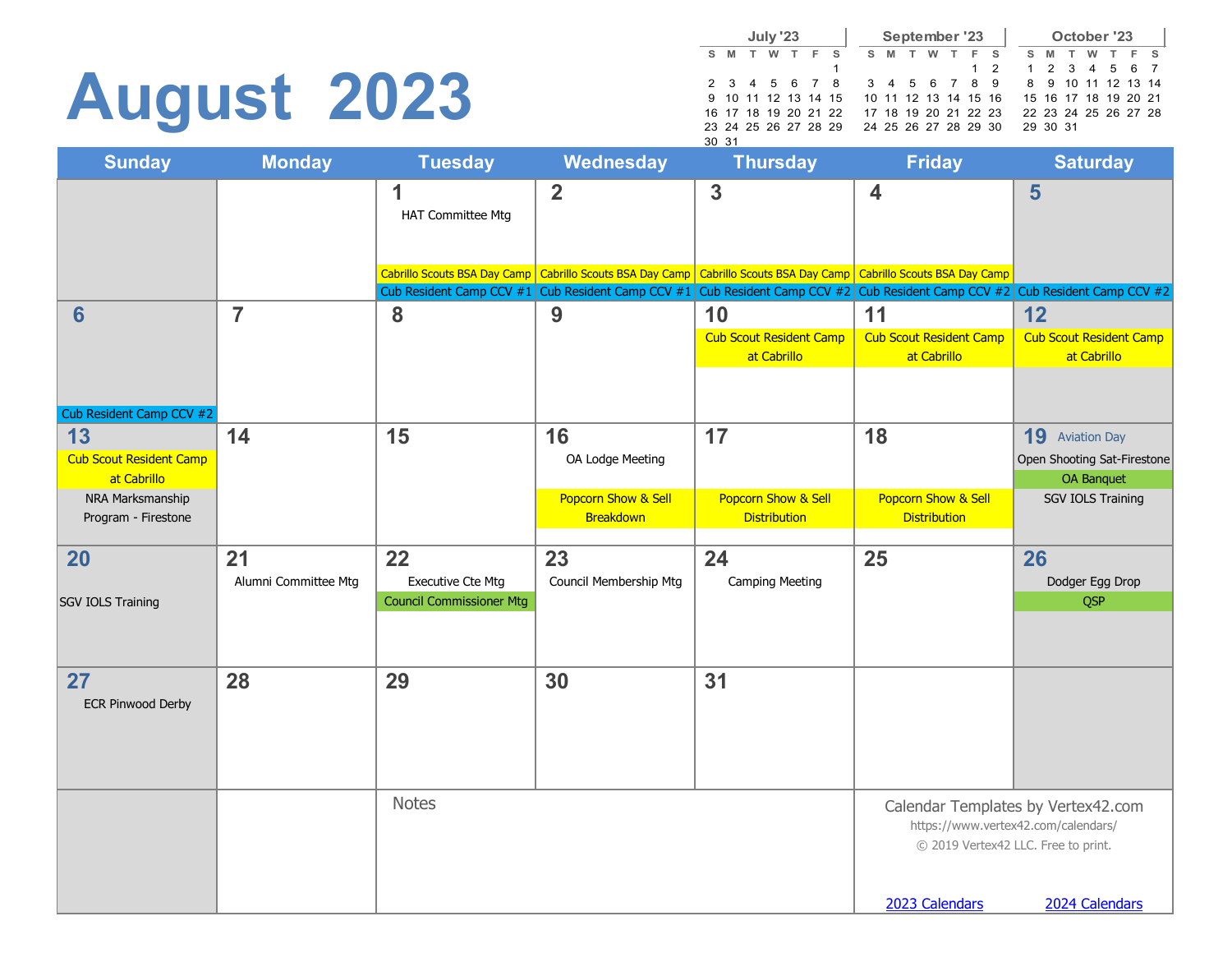# August 2023

**July '23**

| S | M | T | W | T | F | S |
|---|---|---|---|---|---|---|
| | | | | | | 1 |
| 2 | 3 | 4 | 5 | 6 | 7 | 8 |
| 9 | 10 | 11 | 12 | 13 | 14 | 15 |
| 16 | 17 | 18 | 19 | 20 | 21 | 22 |
| 23 | 24 | 25 | 26 | 27 | 28 | 29 |
| 30 | 31 | | | | | |

**September '23**

| S | M | T | W | T | F | S |
|---|---|---|---|---|---|---|
| | | | | | 1 | 2 |
| 3 | 4 | 5 | 6 | 7 | 8 | 9 |
| 10 | 11 | 12 | 13 | 14 | 15 | 16 |
| 17 | 18 | 19 | 20 | 21 | 22 | 23 |
| 24 | 25 | 26 | 27 | 28 | 29 | 30 |

**October '23**

| S | M | T | W | T | F | S |
|---|---|---|---|---|---|---|
| 1 | 2 | 3 | 4 | 5 | 6 | 7 |
| 8 | 9 | 10 | 11 | 12 | 13 | 14 |
| 15 | 16 | 17 | 18 | 19 | 20 | 21 |
| 22 | 23 | 24 | 25 | 26 | 27 | 28 |
| 29 | 30 | 31 | | | | |

| Sunday | Monday | Tuesday | Wednesday | Thursday | Friday | Saturday |
|---|---|---|---|---|---|---|
| | | 1<br>HAT Committee Mtg<br>Cabrillo Scouts BSA Day Camp<br>Cub Resident Camp CCV #1 | 2<br>Cabrillo Scouts BSA Day Camp<br>Cub Resident Camp CCV #1 | 3<br>Cabrillo Scouts BSA Day Camp<br>Cub Resident Camp CCV #2 | 4<br>Cabrillo Scouts BSA Day Camp<br>Cub Resident Camp CCV #2 | 5<br>Cub Resident Camp CCV #2 |
| 6<br>Cub Resident Camp CCV #2 | 7 | 8 | 9 | 10<br>Cub Scout Resident Camp at Cabrillo | 11<br>Cub Scout Resident Camp at Cabrillo | 12<br>Cub Scout Resident Camp at Cabrillo |
| 13<br>Cub Scout Resident Camp at Cabrillo<br>NRA Marksmanship Program - Firestone | 14 | 15 | 16<br>OA Lodge Meeting<br>Popcorn Show & Sell Breakdown | 17<br>Popcorn Show & Sell Distribution | 18<br>Popcorn Show & Sell Distribution | 19 Aviation Day<br>Open Shooting Sat-Firestone<br>OA Banquet<br>SGV IOLS Training |
| 20<br>SGV IOLS Training | 21<br>Alumni Committee Mtg | 22<br>Executive Cte Mtg<br>Council Commissioner Mtg | 23<br>Council Membership Mtg | 24<br>Camping Meeting | 25 | 26<br>Dodger Egg Drop<br>QSP |
| 27<br>ECR Pinwood Derby | 28 | 29 | 30 | 31 | | |

Notes

Calendar Templates by Vertex42.com
https://www.vertex42.com/calendars/
© 2019 Vertex42 LLC. Free to print.

2023 Calendars 2024 Calendars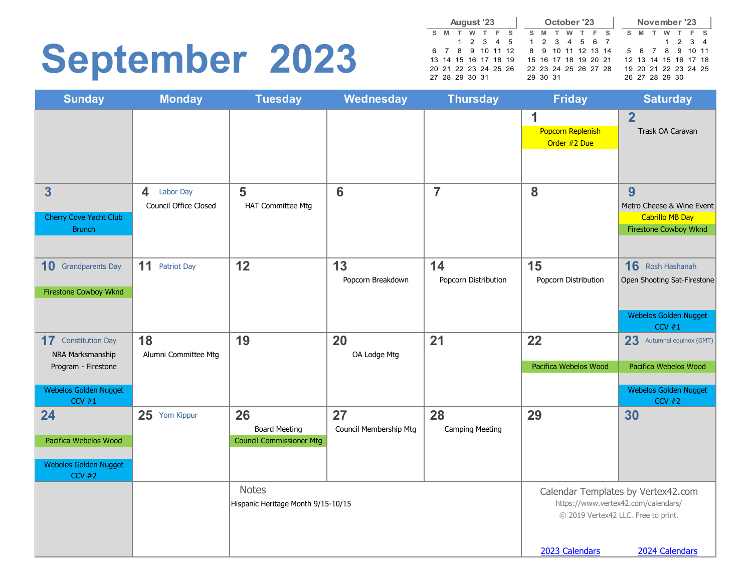# September 2023

| August '23 | | | | | | |
|---|---|---|---|---|---|---|
| S | M | T | W | T | F | S |
| | | 1 | 2 | 3 | 4 | 5 |
| 6 | 7 | 8 | 9 | 10 | 11 | 12 |
| 13 | 14 | 15 | 16 | 17 | 18 | 19 |
| 20 | 21 | 22 | 23 | 24 | 25 | 26 |
| 27 | 28 | 29 | 30 | 31 | | |

| October '23 | | | | | | |
|---|---|---|---|---|---|---|
| S | M | T | W | T | F | S |
| 1 | 2 | 3 | 4 | 5 | 6 | 7 |
| 8 | 9 | 10 | 11 | 12 | 13 | 14 |
| 15 | 16 | 17 | 18 | 19 | 20 | 21 |
| 22 | 23 | 24 | 25 | 26 | 27 | 28 |
| 29 | 30 | 31 | | | | |

| November '23 | | | | | | |
|---|---|---|---|---|---|---|
| S | M | T | W | T | F | S |
| | | | 1 | 2 | 3 | 4 |
| 5 | 6 | 7 | 8 | 9 | 10 | 11 |
| 12 | 13 | 14 | 15 | 16 | 17 | 18 |
| 19 | 20 | 21 | 22 | 23 | 24 | 25 |
| 26 | 27 | 28 | 29 | 30 | | |

| Sunday | Monday | Tuesday | Wednesday | Thursday | Friday | Saturday |
|---|---|---|---|---|---|---|
| | | | | | 1<br>Popcorn Replenish Order #2 Due | 2<br>Trask OA Caravan |
| 3<br>Cherry Cove Yacht Club Brunch | 4 Labor Day<br>Council Office Closed | 5<br>HAT Committee Mtg | 6 | 7 | 8 | 9<br>Metro Cheese & Wine Event<br>Cabrillo MB Day<br>Firestone Cowboy Wknd |
| 10 Grandparents Day<br>Firestone Cowboy Wknd | 11 Patriot Day | 12 | 13<br>Popcorn Breakdown | 14<br>Popcorn Distribution | 15<br>Popcorn Distribution | 16 Rosh Hashanah<br>Open Shooting Sat-Firestone<br>Webelos Golden Nugget CCV #1 |
| 17 Constitution Day<br>NRA Marksmanship Program - Firestone<br>Webelos Golden Nugget CCV #1 | 18<br>Alumni Committee Mtg | 19 | 20<br>OA Lodge Mtg | 21 | 22<br>Pacifica Webelos Wood | 23 Autumnal equinox (GMT)<br>Pacifica Webelos Wood<br>Webelos Golden Nugget CCV #2 |
| 24<br>Pacifica Webelos Wood<br>Webelos Golden Nugget CCV #2 | 25 Yom Kippur | 26<br>Board Meeting<br>Council Commissioner Mtg | 27<br>Council Membership Mtg | 28<br>Camping Meeting | 29 | 30 |

**Notes**

Hispanic Heritage Month 9/15-10/15

Calendar Templates by Vertex42.com
https://www.vertex42.com/calendars/
© 2019 Vertex42 LLC. Free to print.

2023 Calendars 2024 Calendars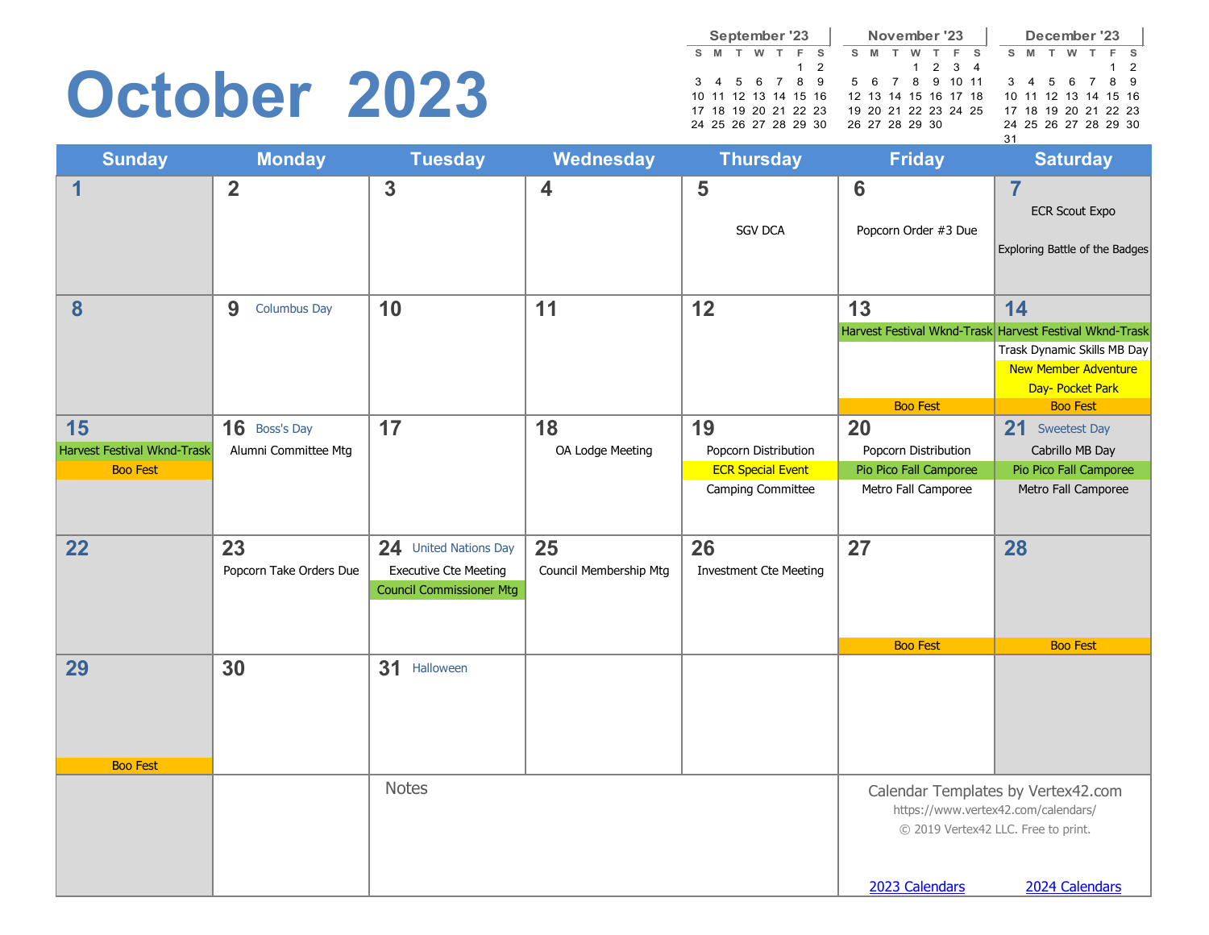# October 2023

| September '23 | | | | | | |
|---|---|---|---|---|---|---|
| S | M | T | W | T | F | S |
| | | | | | 1 | 2 |
| 3 | 4 | 5 | 6 | 7 | 8 | 9 |
| 10 | 11 | 12 | 13 | 14 | 15 | 16 |
| 17 | 18 | 19 | 20 | 21 | 22 | 23 |
| 24 | 25 | 26 | 27 | 28 | 29 | 30 |

| November '23 | | | | | | |
|---|---|---|---|---|---|---|
| S | M | T | W | T | F | S |
| | | | 1 | 2 | 3 | 4 |
| 5 | 6 | 7 | 8 | 9 | 10 | 11 |
| 12 | 13 | 14 | 15 | 16 | 17 | 18 |
| 19 | 20 | 21 | 22 | 23 | 24 | 25 |
| 26 | 27 | 28 | 29 | 30 | | |

| December '23 | | | | | | |
|---|---|---|---|---|---|---|
| S | M | T | W | T | F | S |
| | | | | | 1 | 2 |
| 3 | 4 | 5 | 6 | 7 | 8 | 9 |
| 10 | 11 | 12 | 13 | 14 | 15 | 16 |
| 17 | 18 | 19 | 20 | 21 | 22 | 23 |
| 24 | 25 | 26 | 27 | 28 | 29 | 30 |
| 31 | | | | | | |

| Sunday | Monday | Tuesday | Wednesday | Thursday | Friday | Saturday |
|---|---|---|---|---|---|---|
| 1 | 2 | 3 | 4 | 5<br>SGV DCA | 6<br>Popcorn Order #3 Due | 7<br>ECR Scout Expo<br>Exploring Battle of the Badges |
| 8 | 9 Columbus Day | 10 | 11 | 12 | 13<br>Harvest Festival Wknd-Trask<br>Boo Fest | 14<br>Harvest Festival Wknd-Trask<br>Trask Dynamic Skills MB Day<br>New Member Adventure Day- Pocket Park<br>Boo Fest |
| 15<br>Harvest Festival Wknd-Trask<br>Boo Fest | 16 Boss's Day<br>Alumni Committee Mtg | 17 | 18<br>OA Lodge Meeting | 19<br>Popcorn Distribution<br>ECR Special Event<br>Camping Committee | 20<br>Popcorn Distribution<br>Pio Pico Fall Camporee<br>Metro Fall Camporee | 21 Sweetest Day<br>Cabrillo MB Day<br>Pio Pico Fall Camporee<br>Metro Fall Camporee |
| 22 | 23<br>Popcorn Take Orders Due | 24 United Nations Day<br>Executive Cte Meeting<br>Council Commissioner Mtg | 25<br>Council Membership Mtg | 26<br>Investment Cte Meeting | 27<br>Boo Fest | 28<br>Boo Fest |
| 29<br>Boo Fest | 30 | 31 Halloween | | | | |

Notes

Calendar Templates by Vertex42.com
https://www.vertex42.com/calendars/
© 2019 Vertex42 LLC. Free to print.

2023 Calendars 2024 Calendars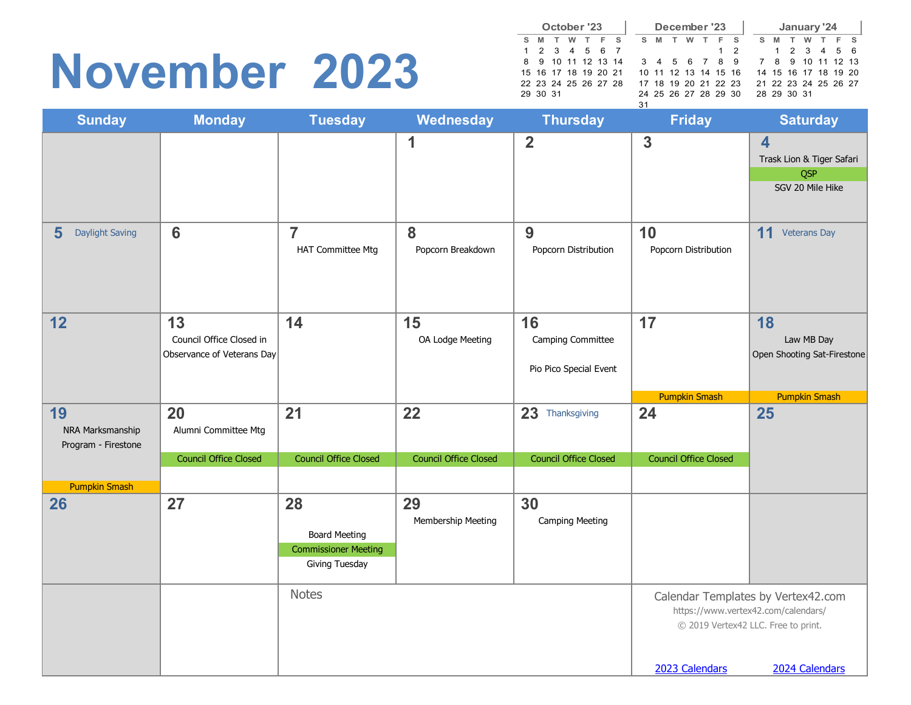# November 2023

| October '23 | | | | | | |
|---|---|---|---|---|---|---|
| S | M | T | W | T | F | S |
| 1 | 2 | 3 | 4 | 5 | 6 | 7 |
| 8 | 9 | 10 | 11 | 12 | 13 | 14 |
| 15 | 16 | 17 | 18 | 19 | 20 | 21 |
| 22 | 23 | 24 | 25 | 26 | 27 | 28 |
| 29 | 30 | 31 | | | | |

| December '23 | | | | | | |
|---|---|---|---|---|---|---|
| S | M | T | W | T | F | S |
| | | | | | 1 | 2 |
| 3 | 4 | 5 | 6 | 7 | 8 | 9 |
| 10 | 11 | 12 | 13 | 14 | 15 | 16 |
| 17 | 18 | 19 | 20 | 21 | 22 | 23 |
| 24 | 25 | 26 | 27 | 28 | 29 | 30 |
| 31 | | | | | | |

| January '24 | | | | | | |
|---|---|---|---|---|---|---|
| S | M | T | W | T | F | S |
| | 1 | 2 | 3 | 4 | 5 | 6 |
| 7 | 8 | 9 | 10 | 11 | 12 | 13 |
| 14 | 15 | 16 | 17 | 18 | 19 | 20 |
| 21 | 22 | 23 | 24 | 25 | 26 | 27 |
| 28 | 29 | 30 | 31 | | | |

| Sunday | Monday | Tuesday | Wednesday | Thursday | Friday | Saturday |
|---|---|---|---|---|---|---|
| | | | 1 | 2 | 3 | 4 Trask Lion & Tiger Safari; QSP; SGV 20 Mile Hike |
| 5 Daylight Saving | 6 | 7 HAT Committee Mtg | 8 Popcorn Breakdown | 9 Popcorn Distribution | 10 Popcorn Distribution | 11 Veterans Day |
| 12 | 13 Council Office Closed in Observance of Veterans Day | 14 | 15 OA Lodge Meeting | 16 Camping Committee; Pio Pico Special Event | 17 Pumpkin Smash | 18 Law MB Day; Open Shooting Sat-Firestone; Pumpkin Smash |
| 19 NRA Marksmanship Program - Firestone; Pumpkin Smash | 20 Alumni Committee Mtg; Council Office Closed | 21 Council Office Closed | 22 Council Office Closed | 23 Thanksgiving; Council Office Closed | 24 Council Office Closed | 25 |
| 26 | 27 | 28 Board Meeting; Commissioner Meeting; Giving Tuesday | 29 Membership Meeting | 30 Camping Meeting | | |

Notes

Calendar Templates by Vertex42.com
https://www.vertex42.com/calendars/
© 2019 Vertex42 LLC. Free to print.

[2023 Calendars](https://www.vertex42.com/calendars/) [2024 Calendars](https://www.vertex42.com/calendars/)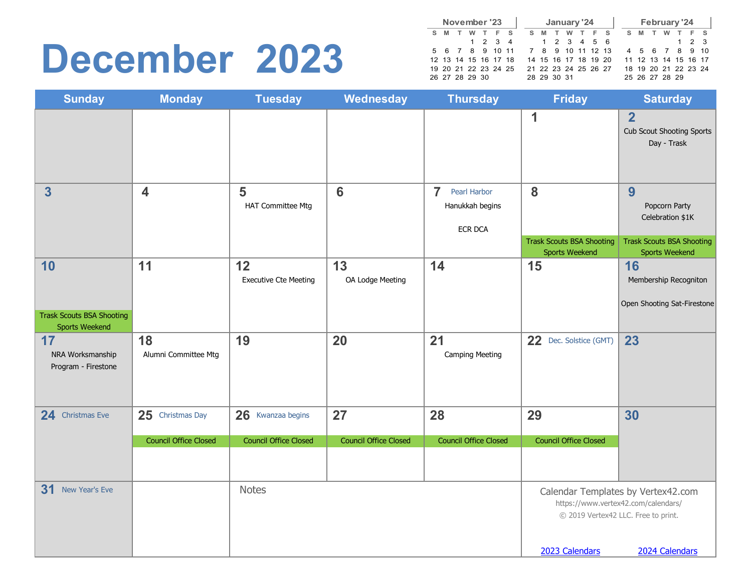# December 2023

| November '23 | | | | | | |
|---|---|---|---|---|---|---|
| S | M | T | W | T | F | S |
| | | | 1 | 2 | 3 | 4 |
| 5 | 6 | 7 | 8 | 9 | 10 | 11 |
| 12 | 13 | 14 | 15 | 16 | 17 | 18 |
| 19 | 20 | 21 | 22 | 23 | 24 | 25 |
| 26 | 27 | 28 | 29 | 30 | | |

| January '24 | | | | | | |
|---|---|---|---|---|---|---|
| S | M | T | W | T | F | S |
| | 1 | 2 | 3 | 4 | 5 | 6 |
| 7 | 8 | 9 | 10 | 11 | 12 | 13 |
| 14 | 15 | 16 | 17 | 18 | 19 | 20 |
| 21 | 22 | 23 | 24 | 25 | 26 | 27 |
| 28 | 29 | 30 | 31 | | | |

| February '24 | | | | | | |
|---|---|---|---|---|---|---|
| S | M | T | W | T | F | S |
| | | | | 1 | 2 | 3 |
| 4 | 5 | 6 | 7 | 8 | 9 | 10 |
| 11 | 12 | 13 | 14 | 15 | 16 | 17 |
| 18 | 19 | 20 | 21 | 22 | 23 | 24 |
| 25 | 26 | 27 | 28 | 29 | | |

| Sunday | Monday | Tuesday | Wednesday | Thursday | Friday | Saturday |
|---|---|---|---|---|---|---|
| | | | | | 1 | 2 Cub Scout Shooting Sports Day - Trask |
| 3 | 4 | 5 HAT Committee Mtg | 6 | 7 Pearl Harbor Hanukkah begins ECR DCA | 8 Trask Scouts BSA Shooting Sports Weekend | 9 Popcorn Party Celebration $1K Trask Scouts BSA Shooting Sports Weekend |
| 10 Trask Scouts BSA Shooting Sports Weekend | 11 | 12 Executive Cte Meeting | 13 OA Lodge Meeting | 14 | 15 | 16 Membership Recogniton Open Shooting Sat-Firestone |
| 17 NRA Worksmanship Program - Firestone | 18 Alumni Committee Mtg | 19 | 20 | 21 Camping Meeting | 22 Dec. Solstice (GMT) | 23 |
| 24 Christmas Eve | 25 Christmas Day Council Office Closed | 26 Kwanzaa begins Council Office Closed | 27 Council Office Closed | 28 Council Office Closed | 29 Council Office Closed | 30 |
| 31 New Year's Eve | | Notes | | | | |

Calendar Templates by Vertex42.com
https://www.vertex42.com/calendars/
© 2019 Vertex42 LLC. Free to print.

2023 Calendars  2024 Calendars